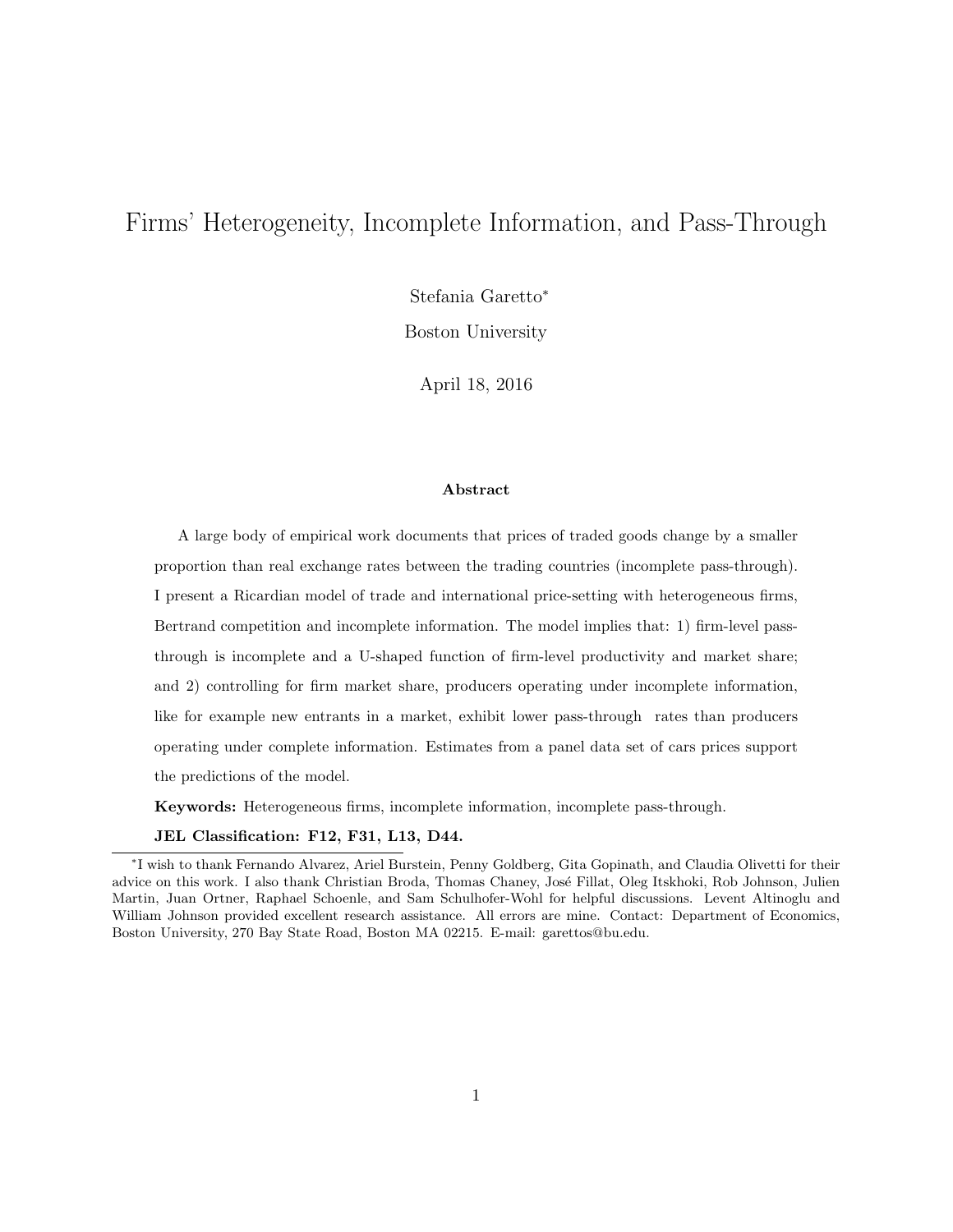# Firms' Heterogeneity, Incomplete Information, and Pass-Through

Stefania Garetto[*]

Boston University

April 18, 2016

### Abstract

A large body of empirical work documents that prices of traded goods change by a smaller proportion than real exchange rates between the trading countries (incomplete pass-through). I present a Ricardian model of trade and international price-setting with heterogeneous firms, Bertrand competition and incomplete information. The model implies that: 1) firm-level pass-through is incomplete and a U-shaped function of firm-level productivity and market share; and 2) controlling for firm market share, producers operating under incomplete information, like for example new entrants in a market, exhibit lower pass-through rates than producers operating under complete information. Estimates from a panel data set of cars prices support the predictions of the model.

**Keywords:** Heterogeneous firms, incomplete information, incomplete pass-through.

**JEL Classification: F12, F31, L13, D44.**

---

[*] I wish to thank Fernando Alvarez, Ariel Burstein, Penny Goldberg, Gita Gopinath, and Claudia Olivetti for their advice on this work. I also thank Christian Broda, Thomas Chaney, José Fillat, Oleg Itskhoki, Rob Johnson, Julien Martin, Juan Ortner, Raphael Schoenle, and Sam Schulhofer-Wohl for helpful discussions. Levent Altinoglu and William Johnson provided excellent research assistance. All errors are mine. Contact: Department of Economics, Boston University, 270 Bay State Road, Boston MA 02215. E-mail: garettos@bu.edu.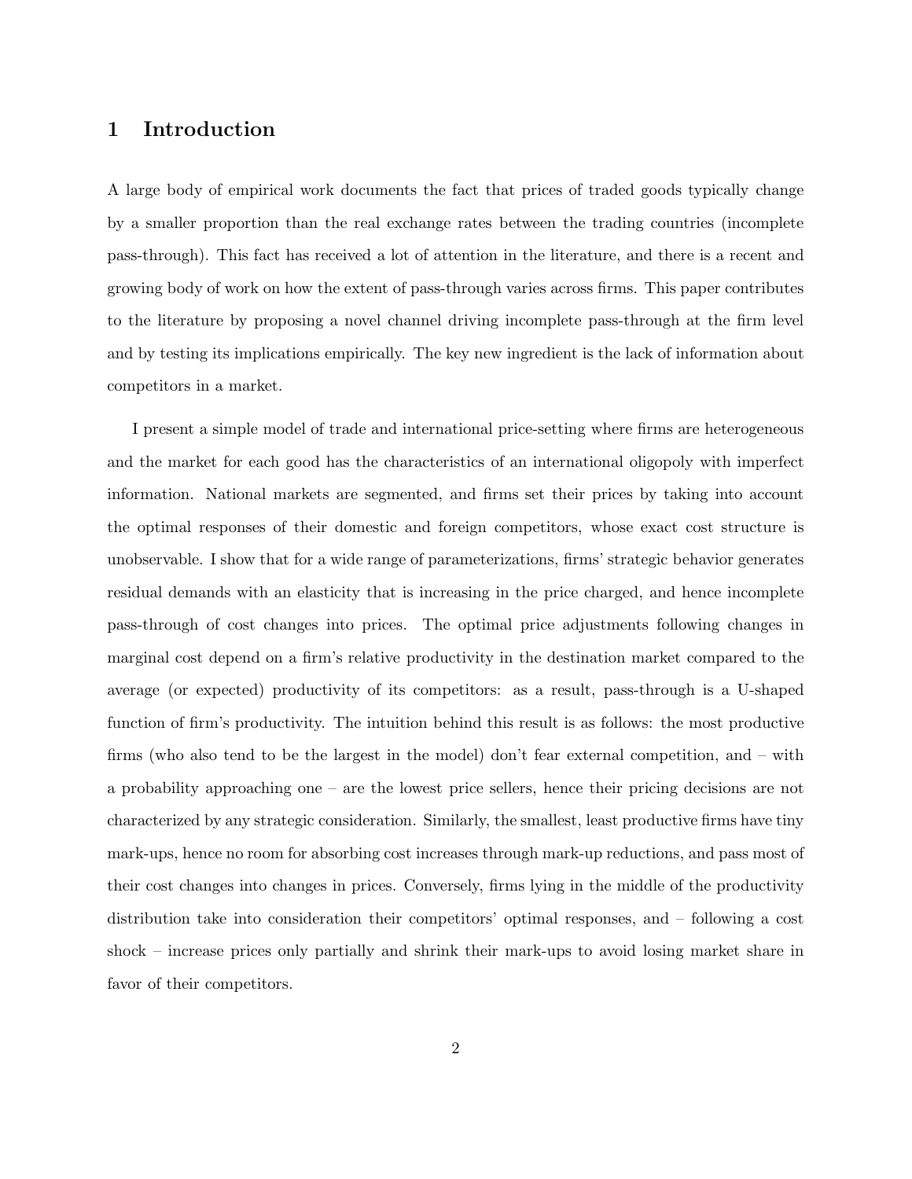# 1 Introduction

A large body of empirical work documents the fact that prices of traded goods typically change by a smaller proportion than the real exchange rates between the trading countries (incomplete pass-through). This fact has received a lot of attention in the literature, and there is a recent and growing body of work on how the extent of pass-through varies across firms. This paper contributes to the literature by proposing a novel channel driving incomplete pass-through at the firm level and by testing its implications empirically. The key new ingredient is the lack of information about competitors in a market.

I present a simple model of trade and international price-setting where firms are heterogeneous and the market for each good has the characteristics of an international oligopoly with imperfect information. National markets are segmented, and firms set their prices by taking into account the optimal responses of their domestic and foreign competitors, whose exact cost structure is unobservable. I show that for a wide range of parameterizations, firms' strategic behavior generates residual demands with an elasticity that is increasing in the price charged, and hence incomplete pass-through of cost changes into prices. The optimal price adjustments following changes in marginal cost depend on a firm's relative productivity in the destination market compared to the average (or expected) productivity of its competitors: as a result, pass-through is a U-shaped function of firm's productivity. The intuition behind this result is as follows: the most productive firms (who also tend to be the largest in the model) don't fear external competition, and – with a probability approaching one – are the lowest price sellers, hence their pricing decisions are not characterized by any strategic consideration. Similarly, the smallest, least productive firms have tiny mark-ups, hence no room for absorbing cost increases through mark-up reductions, and pass most of their cost changes into changes in prices. Conversely, firms lying in the middle of the productivity distribution take into consideration their competitors' optimal responses, and – following a cost shock – increase prices only partially and shrink their mark-ups to avoid losing market share in favor of their competitors.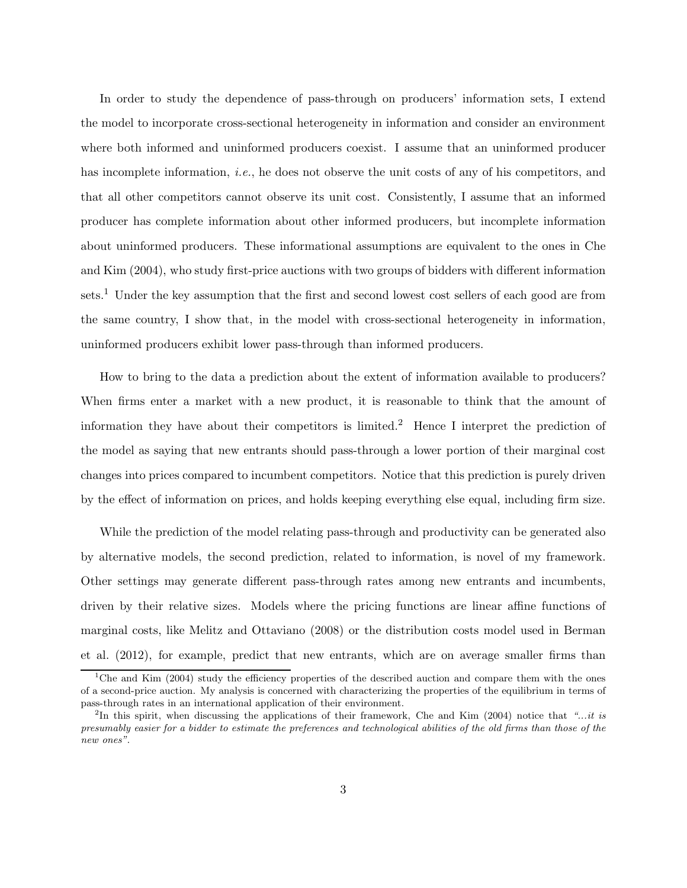In order to study the dependence of pass-through on producers' information sets, I extend the model to incorporate cross-sectional heterogeneity in information and consider an environment where both informed and uninformed producers coexist. I assume that an uninformed producer has incomplete information, *i.e.*, he does not observe the unit costs of any of his competitors, and that all other competitors cannot observe its unit cost. Consistently, I assume that an informed producer has complete information about other informed producers, but incomplete information about uninformed producers. These informational assumptions are equivalent to the ones in Che and Kim (2004), who study first-price auctions with two groups of bidders with different information sets.[1] Under the key assumption that the first and second lowest cost sellers of each good are from the same country, I show that, in the model with cross-sectional heterogeneity in information, uninformed producers exhibit lower pass-through than informed producers.

How to bring to the data a prediction about the extent of information available to producers? When firms enter a market with a new product, it is reasonable to think that the amount of information they have about their competitors is limited.[2] Hence I interpret the prediction of the model as saying that new entrants should pass-through a lower portion of their marginal cost changes into prices compared to incumbent competitors. Notice that this prediction is purely driven by the effect of information on prices, and holds keeping everything else equal, including firm size.

While the prediction of the model relating pass-through and productivity can be generated also by alternative models, the second prediction, related to information, is novel of my framework. Other settings may generate different pass-through rates among new entrants and incumbents, driven by their relative sizes. Models where the pricing functions are linear affine functions of marginal costs, like Melitz and Ottaviano (2008) or the distribution costs model used in Berman et al. (2012), for example, predict that new entrants, which are on average smaller firms than

---

[1] Che and Kim (2004) study the efficiency properties of the described auction and compare them with the ones of a second-price auction. My analysis is concerned with characterizing the properties of the equilibrium in terms of pass-through rates in an international application of their environment.

[2] In this spirit, when discussing the applications of their framework, Che and Kim (2004) notice that *"...it is presumably easier for a bidder to estimate the preferences and technological abilities of the old firms than those of the new ones"*.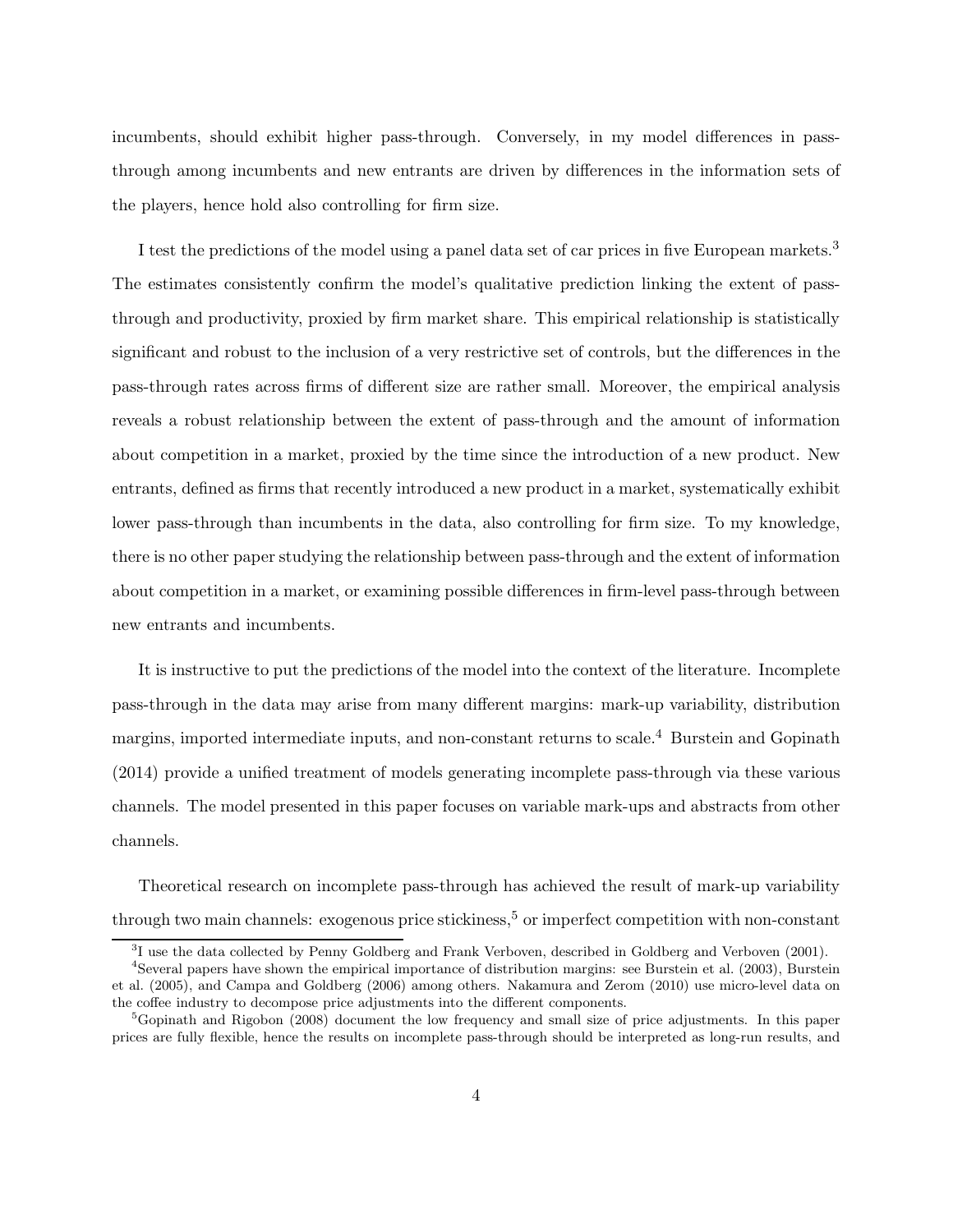incumbents, should exhibit higher pass-through. Conversely, in my model differences in pass-through among incumbents and new entrants are driven by differences in the information sets of the players, hence hold also controlling for firm size.

I test the predictions of the model using a panel data set of car prices in five European markets.[3] The estimates consistently confirm the model's qualitative prediction linking the extent of pass-through and productivity, proxied by firm market share. This empirical relationship is statistically significant and robust to the inclusion of a very restrictive set of controls, but the differences in the pass-through rates across firms of different size are rather small. Moreover, the empirical analysis reveals a robust relationship between the extent of pass-through and the amount of information about competition in a market, proxied by the time since the introduction of a new product. New entrants, defined as firms that recently introduced a new product in a market, systematically exhibit lower pass-through than incumbents in the data, also controlling for firm size. To my knowledge, there is no other paper studying the relationship between pass-through and the extent of information about competition in a market, or examining possible differences in firm-level pass-through between new entrants and incumbents.

It is instructive to put the predictions of the model into the context of the literature. Incomplete pass-through in the data may arise from many different margins: mark-up variability, distribution margins, imported intermediate inputs, and non-constant returns to scale.[4] Burstein and Gopinath (2014) provide a unified treatment of models generating incomplete pass-through via these various channels. The model presented in this paper focuses on variable mark-ups and abstracts from other channels.

Theoretical research on incomplete pass-through has achieved the result of mark-up variability through two main channels: exogenous price stickiness,[5] or imperfect competition with non-constant

[3] I use the data collected by Penny Goldberg and Frank Verboven, described in Goldberg and Verboven (2001).

[4] Several papers have shown the empirical importance of distribution margins: see Burstein et al. (2003), Burstein et al. (2005), and Campa and Goldberg (2006) among others. Nakamura and Zerom (2010) use micro-level data on the coffee industry to decompose price adjustments into the different components.

[5] Gopinath and Rigobon (2008) document the low frequency and small size of price adjustments. In this paper prices are fully flexible, hence the results on incomplete pass-through should be interpreted as long-run results, and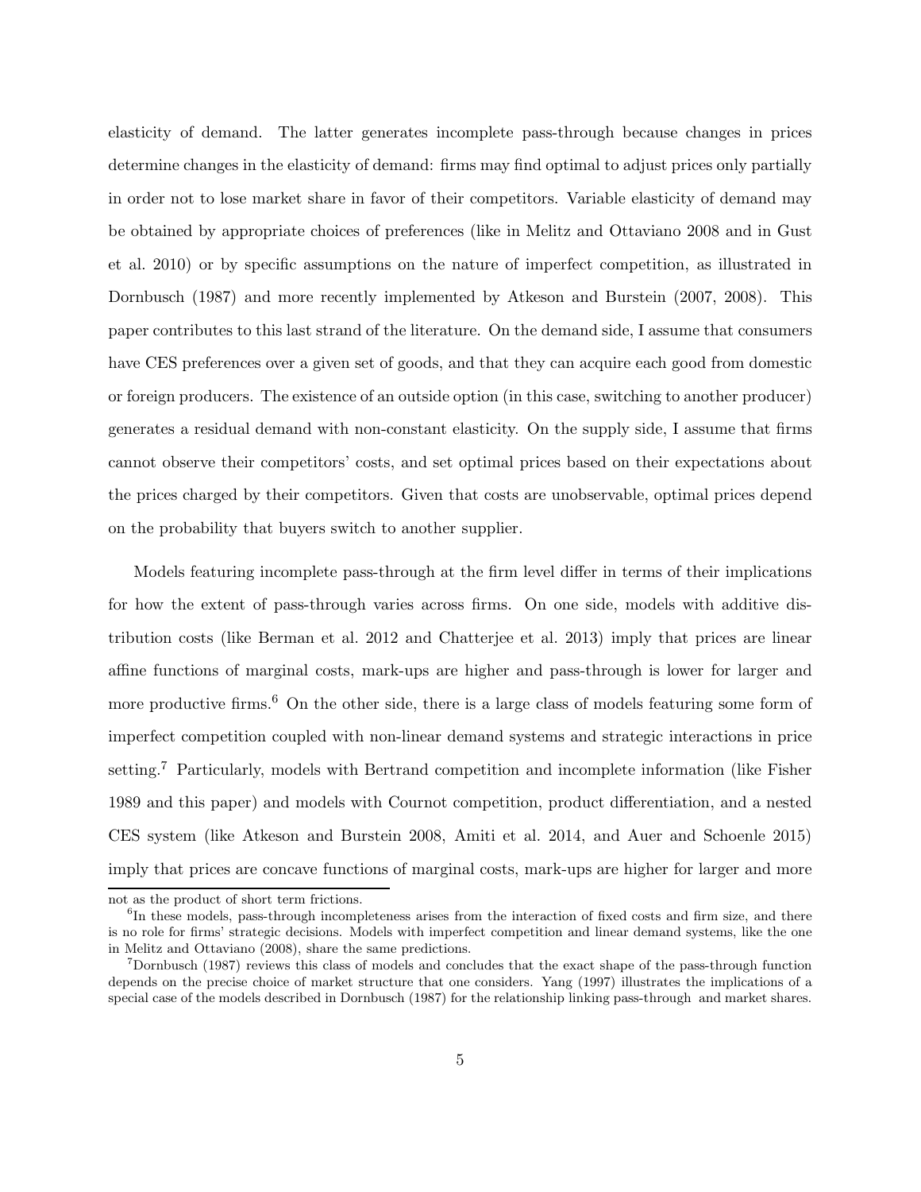elasticity of demand. The latter generates incomplete pass-through because changes in prices determine changes in the elasticity of demand: firms may find optimal to adjust prices only partially in order not to lose market share in favor of their competitors. Variable elasticity of demand may be obtained by appropriate choices of preferences (like in Melitz and Ottaviano 2008 and in Gust et al. 2010) or by specific assumptions on the nature of imperfect competition, as illustrated in Dornbusch (1987) and more recently implemented by Atkeson and Burstein (2007, 2008). This paper contributes to this last strand of the literature. On the demand side, I assume that consumers have CES preferences over a given set of goods, and that they can acquire each good from domestic or foreign producers. The existence of an outside option (in this case, switching to another producer) generates a residual demand with non-constant elasticity. On the supply side, I assume that firms cannot observe their competitors' costs, and set optimal prices based on their expectations about the prices charged by their competitors. Given that costs are unobservable, optimal prices depend on the probability that buyers switch to another supplier.

Models featuring incomplete pass-through at the firm level differ in terms of their implications for how the extent of pass-through varies across firms. On one side, models with additive distribution costs (like Berman et al. 2012 and Chatterjee et al. 2013) imply that prices are linear affine functions of marginal costs, mark-ups are higher and pass-through is lower for larger and more productive firms.[6] On the other side, there is a large class of models featuring some form of imperfect competition coupled with non-linear demand systems and strategic interactions in price setting.[7] Particularly, models with Bertrand competition and incomplete information (like Fisher 1989 and this paper) and models with Cournot competition, product differentiation, and a nested CES system (like Atkeson and Burstein 2008, Amiti et al. 2014, and Auer and Schoenle 2015) imply that prices are concave functions of marginal costs, mark-ups are higher for larger and more

not as the product of short term frictions.

[6] In these models, pass-through incompleteness arises from the interaction of fixed costs and firm size, and there is no role for firms' strategic decisions. Models with imperfect competition and linear demand systems, like the one in Melitz and Ottaviano (2008), share the same predictions.

[7] Dornbusch (1987) reviews this class of models and concludes that the exact shape of the pass-through function depends on the precise choice of market structure that one considers. Yang (1997) illustrates the implications of a special case of the models described in Dornbusch (1987) for the relationship linking pass-through and market shares.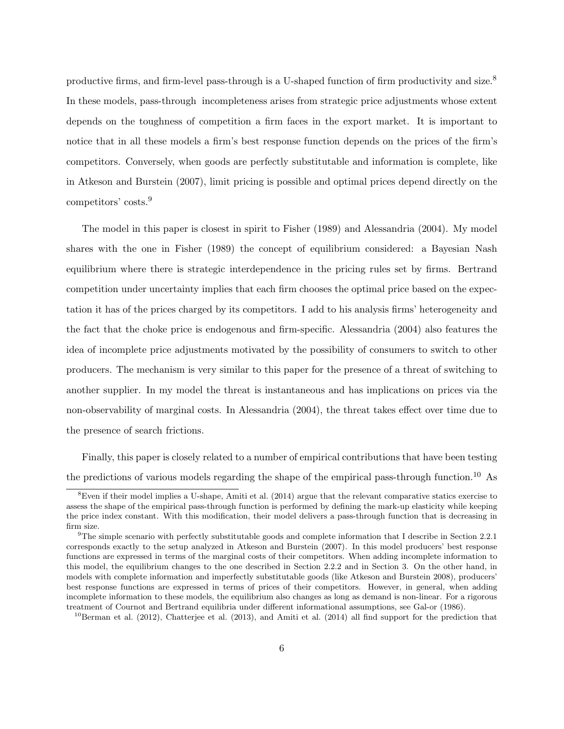productive firms, and firm-level pass-through is a U-shaped function of firm productivity and size.[8] In these models, pass-through incompleteness arises from strategic price adjustments whose extent depends on the toughness of competition a firm faces in the export market. It is important to notice that in all these models a firm's best response function depends on the prices of the firm's competitors. Conversely, when goods are perfectly substitutable and information is complete, like in Atkeson and Burstein (2007), limit pricing is possible and optimal prices depend directly on the competitors' costs.[9]

The model in this paper is closest in spirit to Fisher (1989) and Alessandria (2004). My model shares with the one in Fisher (1989) the concept of equilibrium considered: a Bayesian Nash equilibrium where there is strategic interdependence in the pricing rules set by firms. Bertrand competition under uncertainty implies that each firm chooses the optimal price based on the expectation it has of the prices charged by its competitors. I add to his analysis firms' heterogeneity and the fact that the choke price is endogenous and firm-specific. Alessandria (2004) also features the idea of incomplete price adjustments motivated by the possibility of consumers to switch to other producers. The mechanism is very similar to this paper for the presence of a threat of switching to another supplier. In my model the threat is instantaneous and has implications on prices via the non-observability of marginal costs. In Alessandria (2004), the threat takes effect over time due to the presence of search frictions.

Finally, this paper is closely related to a number of empirical contributions that have been testing the predictions of various models regarding the shape of the empirical pass-through function.[10] As

[8] Even if their model implies a U-shape, Amiti et al. (2014) argue that the relevant comparative statics exercise to assess the shape of the empirical pass-through function is performed by defining the mark-up elasticity while keeping the price index constant. With this modification, their model delivers a pass-through function that is decreasing in firm size.

[9] The simple scenario with perfectly substitutable goods and complete information that I describe in Section 2.2.1 corresponds exactly to the setup analyzed in Atkeson and Burstein (2007). In this model producers' best response functions are expressed in terms of the marginal costs of their competitors. When adding incomplete information to this model, the equilibrium changes to the one described in Section 2.2.2 and in Section 3. On the other hand, in models with complete information and imperfectly substitutable goods (like Atkeson and Burstein 2008), producers' best response functions are expressed in terms of prices of their competitors. However, in general, when adding incomplete information to these models, the equilibrium also changes as long as demand is non-linear. For a rigorous treatment of Cournot and Bertrand equilibria under different informational assumptions, see Gal-or (1986).

[10] Berman et al. (2012), Chatterjee et al. (2013), and Amiti et al. (2014) all find support for the prediction that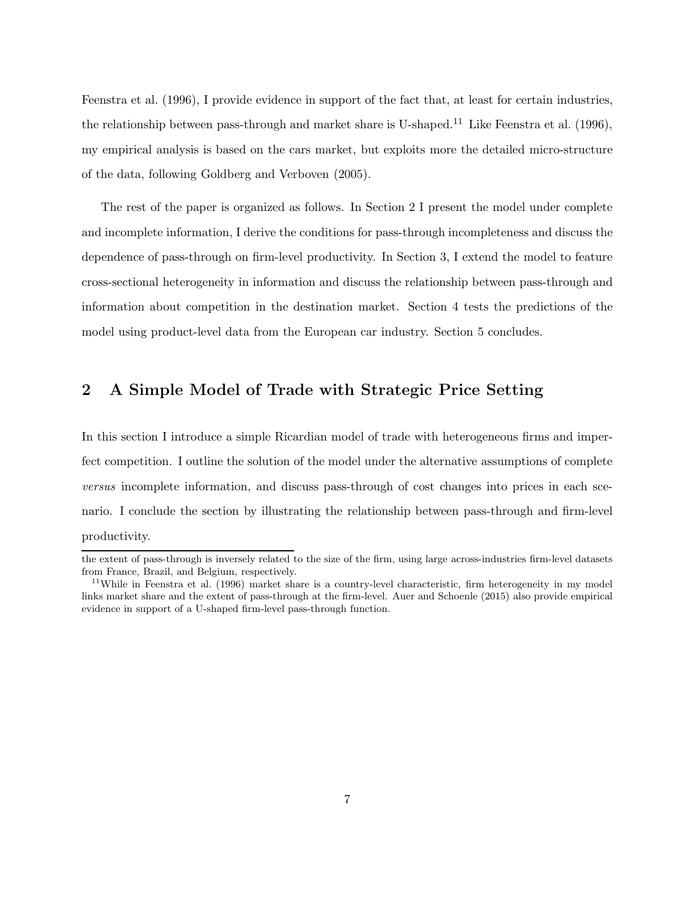Feenstra et al. (1996), I provide evidence in support of the fact that, at least for certain industries, the relationship between pass-through and market share is U-shaped.[11] Like Feenstra et al. (1996), my empirical analysis is based on the cars market, but exploits more the detailed micro-structure of the data, following Goldberg and Verboven (2005).

The rest of the paper is organized as follows. In Section 2 I present the model under complete and incomplete information, I derive the conditions for pass-through incompleteness and discuss the dependence of pass-through on firm-level productivity. In Section 3, I extend the model to feature cross-sectional heterogeneity in information and discuss the relationship between pass-through and information about competition in the destination market. Section 4 tests the predictions of the model using product-level data from the European car industry. Section 5 concludes.

## 2 A Simple Model of Trade with Strategic Price Setting

In this section I introduce a simple Ricardian model of trade with heterogeneous firms and imperfect competition. I outline the solution of the model under the alternative assumptions of complete *versus* incomplete information, and discuss pass-through of cost changes into prices in each scenario. I conclude the section by illustrating the relationship between pass-through and firm-level productivity.

---

the extent of pass-through is inversely related to the size of the firm, using large across-industries firm-level datasets from France, Brazil, and Belgium, respectively.

[11] While in Feenstra et al. (1996) market share is a country-level characteristic, firm heterogeneity in my model links market share and the extent of pass-through at the firm-level. Auer and Schoenle (2015) also provide empirical evidence in support of a U-shaped firm-level pass-through function.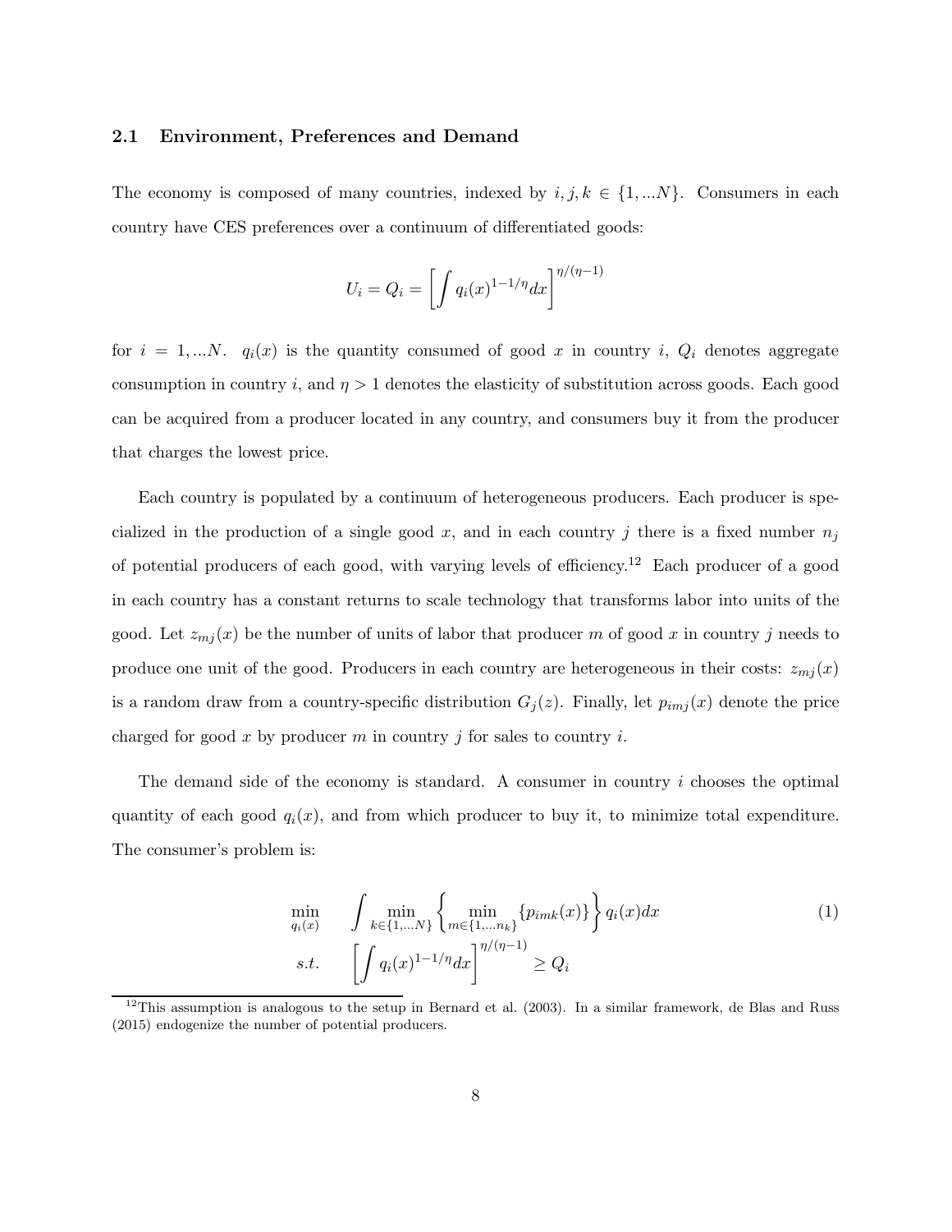### 2.1 Environment, Preferences and Demand

The economy is composed of many countries, indexed by $i, j, k \in \{1, ...N\}$. Consumers in each country have CES preferences over a continuum of differentiated goods:

$$U_i = Q_i = \left[ \int q_i(x)^{1-1/\eta} dx \right]^{\eta/(\eta-1)}$$

for $i = 1, ...N$. $q_i(x)$ is the quantity consumed of good $x$ in country $i$, $Q_i$ denotes aggregate consumption in country $i$, and $\eta > 1$ denotes the elasticity of substitution across goods. Each good can be acquired from a producer located in any country, and consumers buy it from the producer that charges the lowest price.

Each country is populated by a continuum of heterogeneous producers. Each producer is specialized in the production of a single good $x$, and in each country $j$ there is a fixed number $n_j$ of potential producers of each good, with varying levels of efficiency.[12] Each producer of a good in each country has a constant returns to scale technology that transforms labor into units of the good. Let $z_{mj}(x)$ be the number of units of labor that producer $m$ of good $x$ in country $j$ needs to produce one unit of the good. Producers in each country are heterogeneous in their costs: $z_{mj}(x)$ is a random draw from a country-specific distribution $G_j(z)$. Finally, let $p_{imj}(x)$ denote the price charged for good $x$ by producer $m$ in country $j$ for sales to country $i$.

The demand side of the economy is standard. A consumer in country $i$ chooses the optimal quantity of each good $q_i(x)$, and from which producer to buy it, to minimize total expenditure. The consumer's problem is:

$$\begin{aligned} \min_{q_i(x)} \quad & \int \min_{k \in \{1,...N\}} \left\{ \min_{m \in \{1,...n_k\}} \{p_{imk}(x)\} \right\} q_i(x) dx \\ s.t. \quad & \left[ \int q_i(x)^{1-1/\eta} dx \right]^{\eta/(\eta-1)} \geq Q_i \end{aligned} \tag{1}$$

[12] This assumption is analogous to the setup in Bernard et al. (2003). In a similar framework, de Blas and Russ (2015) endogenize the number of potential producers.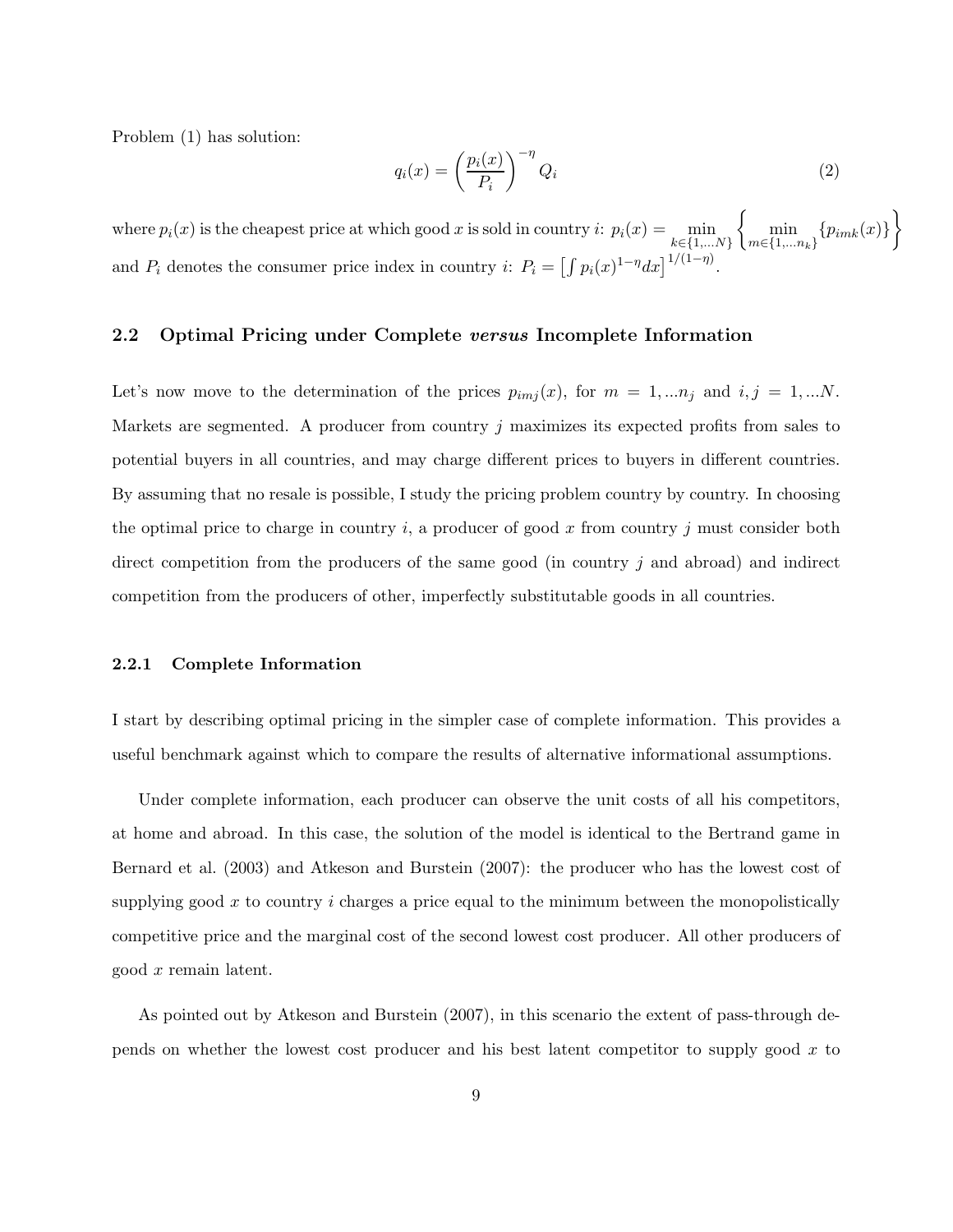Problem (1) has solution:

$$q_i(x) = \left(\frac{p_i(x)}{P_i}\right)^{-\eta} Q_i \tag{2}$$

where $p_i(x)$ is the cheapest price at which good $x$ is sold in country $i$: $p_i(x) = \min\limits_{k\in\{1,...N\}} \left\{ \min\limits_{m\in\{1,...n_k\}} \{p_{imk}(x)\} \right\}$ and $P_i$ denotes the consumer price index in country $i$: $P_i = \left[\int p_i(x)^{1-\eta}dx\right]^{1/(1-\eta)}$.

### 2.2 Optimal Pricing under Complete *versus* Incomplete Information

Let's now move to the determination of the prices $p_{imj}(x)$, for $m = 1,...n_j$ and $i, j = 1,...N$. Markets are segmented. A producer from country $j$ maximizes its expected profits from sales to potential buyers in all countries, and may charge different prices to buyers in different countries. By assuming that no resale is possible, I study the pricing problem country by country. In choosing the optimal price to charge in country $i$, a producer of good $x$ from country $j$ must consider both direct competition from the producers of the same good (in country $j$ and abroad) and indirect competition from the producers of other, imperfectly substitutable goods in all countries.

#### 2.2.1 Complete Information

I start by describing optimal pricing in the simpler case of complete information. This provides a useful benchmark against which to compare the results of alternative informational assumptions.

Under complete information, each producer can observe the unit costs of all his competitors, at home and abroad. In this case, the solution of the model is identical to the Bertrand game in Bernard et al. (2003) and Atkeson and Burstein (2007): the producer who has the lowest cost of supplying good $x$ to country $i$ charges a price equal to the minimum between the monopolistically competitive price and the marginal cost of the second lowest cost producer. All other producers of good $x$ remain latent.

As pointed out by Atkeson and Burstein (2007), in this scenario the extent of pass-through depends on whether the lowest cost producer and his best latent competitor to supply good $x$ to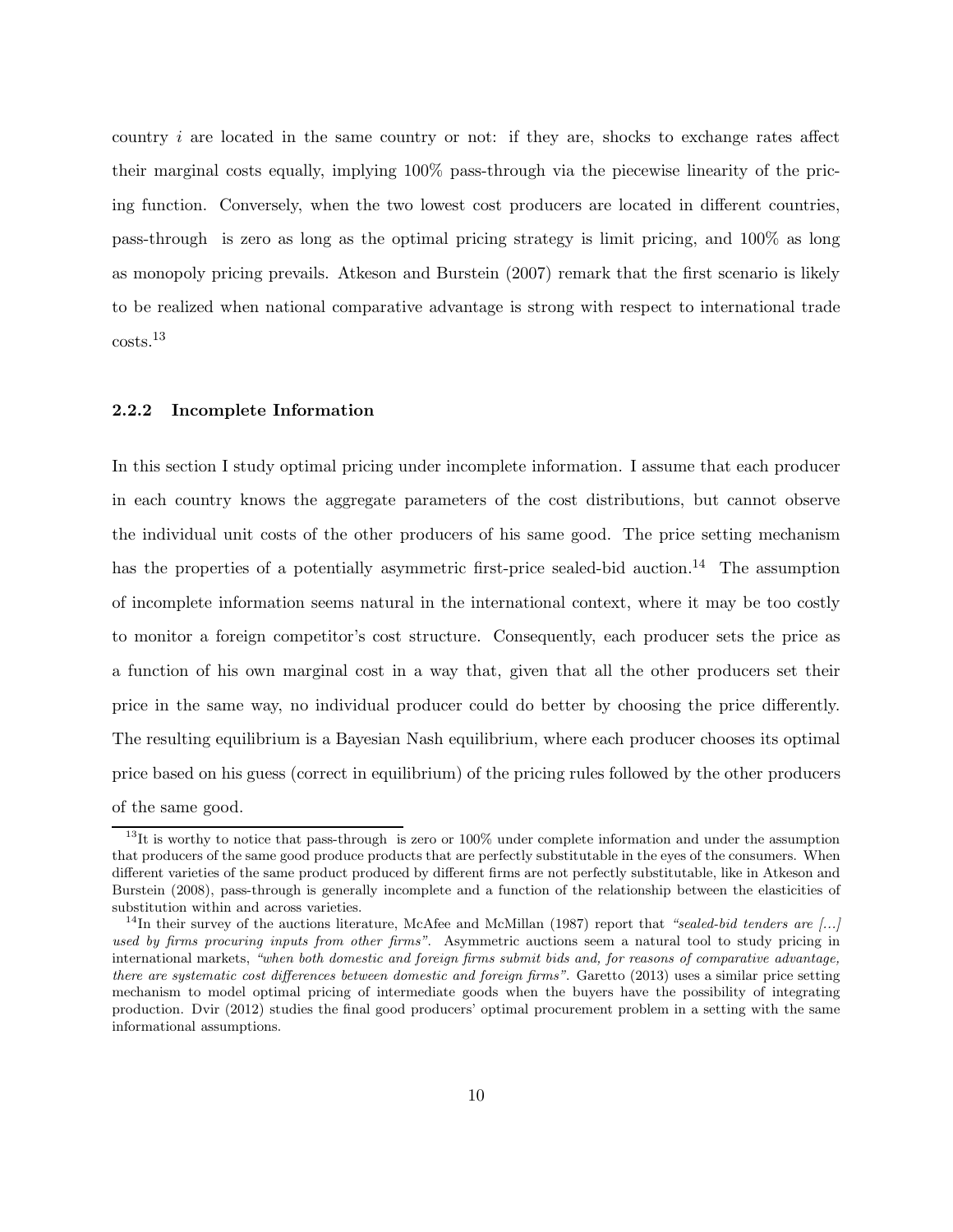country $i$ are located in the same country or not: if they are, shocks to exchange rates affect their marginal costs equally, implying 100% pass-through via the piecewise linearity of the pricing function. Conversely, when the two lowest cost producers are located in different countries, pass-through is zero as long as the optimal pricing strategy is limit pricing, and 100% as long as monopoly pricing prevails. Atkeson and Burstein (2007) remark that the first scenario is likely to be realized when national comparative advantage is strong with respect to international trade costs.[13]

### 2.2.2 Incomplete Information

In this section I study optimal pricing under incomplete information. I assume that each producer in each country knows the aggregate parameters of the cost distributions, but cannot observe the individual unit costs of the other producers of his same good. The price setting mechanism has the properties of a potentially asymmetric first-price sealed-bid auction.[14] The assumption of incomplete information seems natural in the international context, where it may be too costly to monitor a foreign competitor's cost structure. Consequently, each producer sets the price as a function of his own marginal cost in a way that, given that all the other producers set their price in the same way, no individual producer could do better by choosing the price differently. The resulting equilibrium is a Bayesian Nash equilibrium, where each producer chooses its optimal price based on his guess (correct in equilibrium) of the pricing rules followed by the other producers of the same good.

[13] It is worthy to notice that pass-through is zero or 100% under complete information and under the assumption that producers of the same good produce products that are perfectly substitutable in the eyes of the consumers. When different varieties of the same product produced by different firms are not perfectly substitutable, like in Atkeson and Burstein (2008), pass-through is generally incomplete and a function of the relationship between the elasticities of substitution within and across varieties.

[14] In their survey of the auctions literature, McAfee and McMillan (1987) report that *"sealed-bid tenders are [...] used by firms procuring inputs from other firms"*. Asymmetric auctions seem a natural tool to study pricing in international markets, *"when both domestic and foreign firms submit bids and, for reasons of comparative advantage, there are systematic cost differences between domestic and foreign firms"*. Garetto (2013) uses a similar price setting mechanism to model optimal pricing of intermediate goods when the buyers have the possibility of integrating production. Dvir (2012) studies the final good producers' optimal procurement problem in a setting with the same informational assumptions.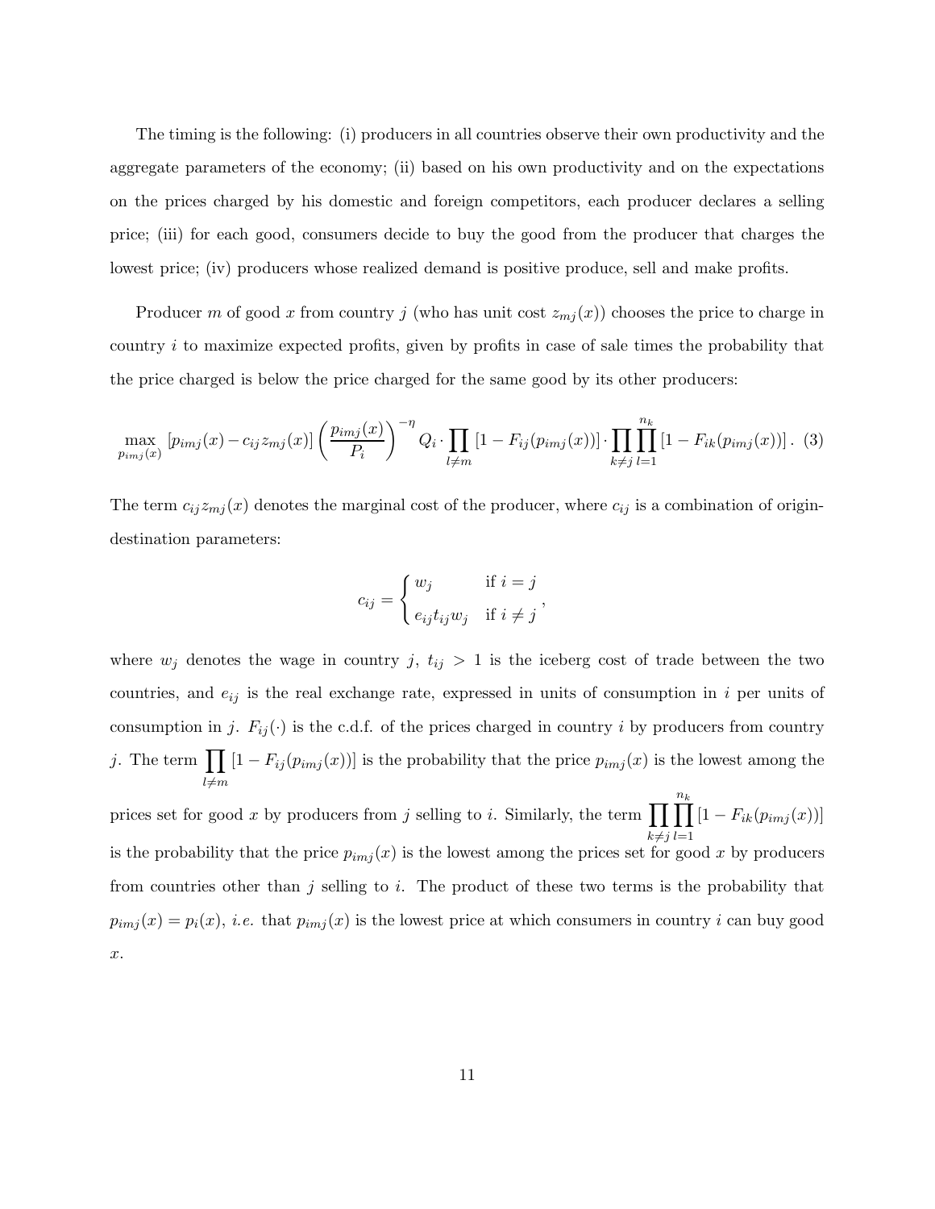The timing is the following: (i) producers in all countries observe their own productivity and the aggregate parameters of the economy; (ii) based on his own productivity and on the expectations on the prices charged by his domestic and foreign competitors, each producer declares a selling price; (iii) for each good, consumers decide to buy the good from the producer that charges the lowest price; (iv) producers whose realized demand is positive produce, sell and make profits.

Producer $m$ of good $x$ from country $j$ (who has unit cost $z_{mj}(x)$) chooses the price to charge in country $i$ to maximize expected profits, given by profits in case of sale times the probability that the price charged is below the price charged for the same good by its other producers:

$$\max_{p_{imj}(x)} \left[p_{imj}(x) - c_{ij} z_{mj}(x)\right] \left(\frac{p_{imj}(x)}{P_i}\right)^{-\eta} Q_i \cdot \prod_{l \neq m} \left[1 - F_{ij}(p_{imj}(x))\right] \cdot \prod_{k \neq j} \prod_{l=1}^{n_k} \left[1 - F_{ik}(p_{imj}(x))\right]. \quad (3)$$

The term $c_{ij} z_{mj}(x)$ denotes the marginal cost of the producer, where $c_{ij}$ is a combination of origin-destination parameters:

$$c_{ij} = \begin{cases} w_j & \text{if } i = j \\ e_{ij} t_{ij} w_j & \text{if } i \neq j \end{cases},$$

where $w_j$ denotes the wage in country $j$, $t_{ij} > 1$ is the iceberg cost of trade between the two countries, and $e_{ij}$ is the real exchange rate, expressed in units of consumption in $i$ per units of consumption in $j$. $F_{ij}(\cdot)$ is the c.d.f. of the prices charged in country $i$ by producers from country $j$. The term $\prod_{l \neq m} \left[1 - F_{ij}(p_{imj}(x))\right]$ is the probability that the price $p_{imj}(x)$ is the lowest among the prices set for good $x$ by producers from $j$ selling to $i$. Similarly, the term $\prod_{k \neq j} \prod_{l=1}^{n_k} \left[1 - F_{ik}(p_{imj}(x))\right]$ is the probability that the price $p_{imj}(x)$ is the lowest among the prices set for good $x$ by producers from countries other than $j$ selling to $i$. The product of these two terms is the probability that $p_{imj}(x) = p_i(x)$, *i.e.* that $p_{imj}(x)$ is the lowest price at which consumers in country $i$ can buy good $x$.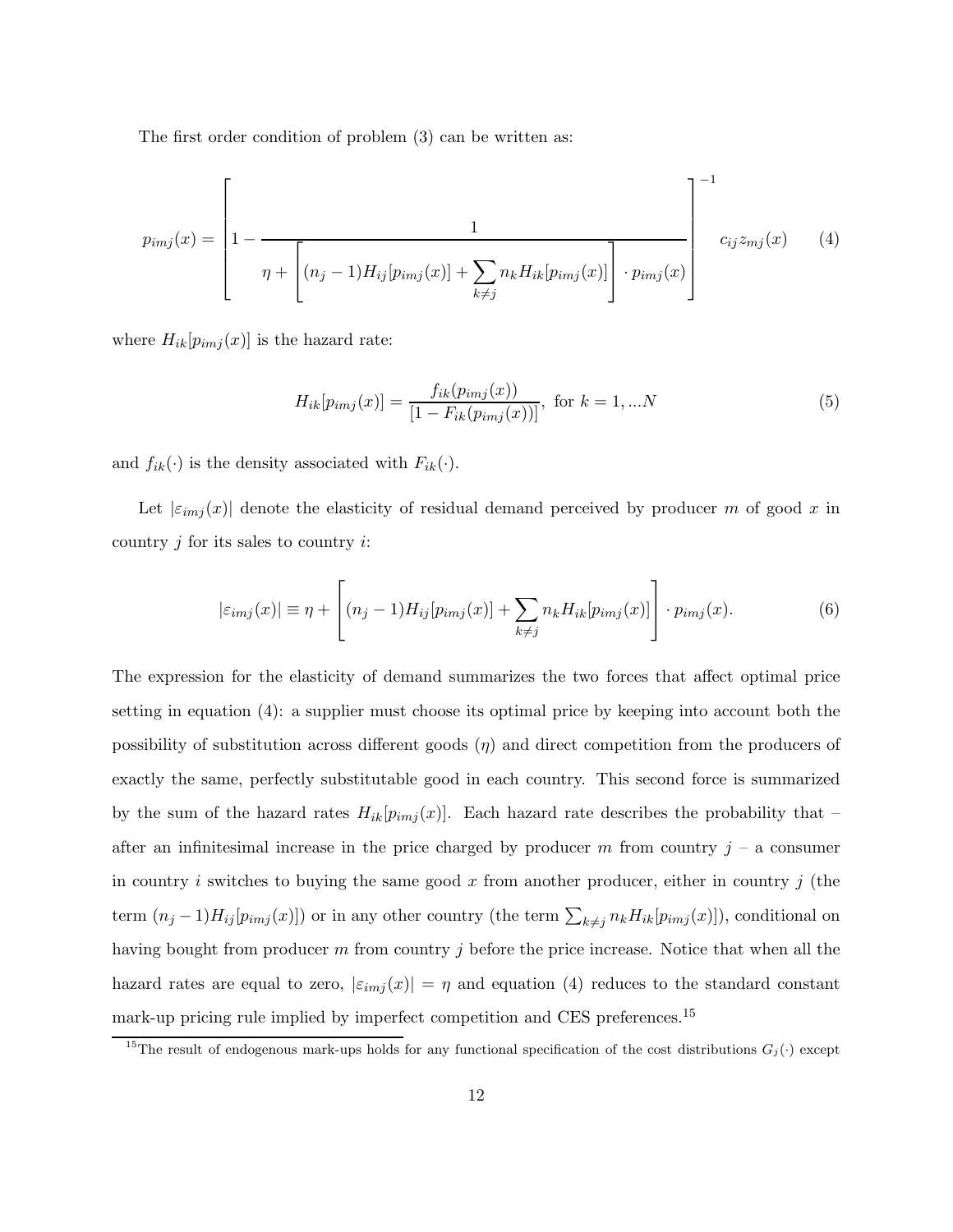The first order condition of problem (3) can be written as:

$$p_{imj}(x) = \left[1 - \frac{1}{\eta + \left[(n_j - 1)H_{ij}[p_{imj}(x)] + \sum_{k \neq j} n_k H_{ik}[p_{imj}(x)]\right] \cdot p_{imj}(x)}\right]^{-1} c_{ij} z_{mj}(x) \qquad (4)$$

where $H_{ik}[p_{imj}(x)]$ is the hazard rate:

$$H_{ik}[p_{imj}(x)] = \frac{f_{ik}(p_{imj}(x))}{[1 - F_{ik}(p_{imj}(x))]}, \text{ for } k = 1, ...N \qquad (5)$$

and $f_{ik}(\cdot)$ is the density associated with $F_{ik}(\cdot)$.

Let $|\varepsilon_{imj}(x)|$ denote the elasticity of residual demand perceived by producer $m$ of good $x$ in country $j$ for its sales to country $i$:

$$|\varepsilon_{imj}(x)| \equiv \eta + \left[(n_j - 1)H_{ij}[p_{imj}(x)] + \sum_{k \neq j} n_k H_{ik}[p_{imj}(x)]\right] \cdot p_{imj}(x). \qquad (6)$$

The expression for the elasticity of demand summarizes the two forces that affect optimal price setting in equation (4): a supplier must choose its optimal price by keeping into account both the possibility of substitution across different goods ($\eta$) and direct competition from the producers of exactly the same, perfectly substitutable good in each country. This second force is summarized by the sum of the hazard rates $H_{ik}[p_{imj}(x)]$. Each hazard rate describes the probability that – after an infinitesimal increase in the price charged by producer $m$ from country $j$ – a consumer in country $i$ switches to buying the same good $x$ from another producer, either in country $j$ (the term $(n_j - 1)H_{ij}[p_{imj}(x)]$) or in any other country (the term $\sum_{k \neq j} n_k H_{ik}[p_{imj}(x)]$), conditional on having bought from producer $m$ from country $j$ before the price increase. Notice that when all the hazard rates are equal to zero, $|\varepsilon_{imj}(x)| = \eta$ and equation (4) reduces to the standard constant mark-up pricing rule implied by imperfect competition and CES preferences.[15]

[15] The result of endogenous mark-ups holds for any functional specification of the cost distributions $G_j(\cdot)$ except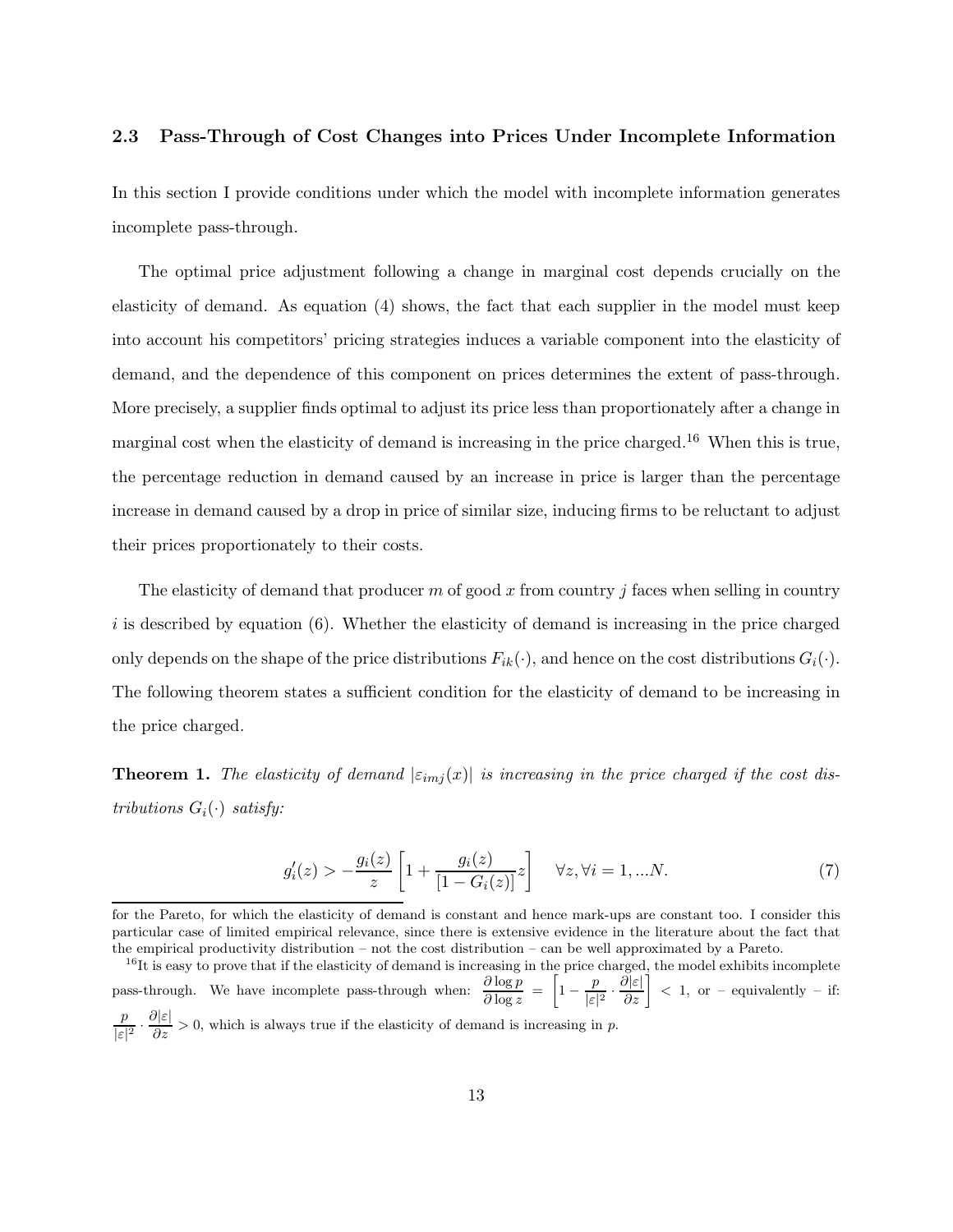### 2.3 Pass-Through of Cost Changes into Prices Under Incomplete Information

In this section I provide conditions under which the model with incomplete information generates incomplete pass-through.

The optimal price adjustment following a change in marginal cost depends crucially on the elasticity of demand. As equation (4) shows, the fact that each supplier in the model must keep into account his competitors' pricing strategies induces a variable component into the elasticity of demand, and the dependence of this component on prices determines the extent of pass-through. More precisely, a supplier finds optimal to adjust its price less than proportionately after a change in marginal cost when the elasticity of demand is increasing in the price charged.[16] When this is true, the percentage reduction in demand caused by an increase in price is larger than the percentage increase in demand caused by a drop in price of similar size, inducing firms to be reluctant to adjust their prices proportionately to their costs.

The elasticity of demand that producer $m$ of good $x$ from country $j$ faces when selling in country $i$ is described by equation (6). Whether the elasticity of demand is increasing in the price charged only depends on the shape of the price distributions $F_{ik}(\cdot)$, and hence on the cost distributions $G_i(\cdot)$. The following theorem states a sufficient condition for the elasticity of demand to be increasing in the price charged.

**Theorem 1.** *The elasticity of demand $|\varepsilon_{imj}(x)|$ is increasing in the price charged if the cost distributions $G_i(\cdot)$ satisfy:*

$$g_i'(z) > -\frac{g_i(z)}{z}\left[1 + \frac{g_i(z)}{[1 - G_i(z)]}z\right] \quad \forall z, \forall i = 1, ...N. \tag{7}$$

for the Pareto, for which the elasticity of demand is constant and hence mark-ups are constant too. I consider this particular case of limited empirical relevance, since there is extensive evidence in the literature about the fact that the empirical productivity distribution – not the cost distribution – can be well approximated by a Pareto.

[16] It is easy to prove that if the elasticity of demand is increasing in the price charged, the model exhibits incomplete pass-through. We have incomplete pass-through when: $\frac{\partial \log p}{\partial \log z} = \left[1 - \frac{p}{|\varepsilon|^2} \cdot \frac{\partial |\varepsilon|}{\partial z}\right] < 1$, or – equivalently – if: $\frac{p}{|\varepsilon|^2} \cdot \frac{\partial |\varepsilon|}{\partial z} > 0$, which is always true if the elasticity of demand is increasing in $p$.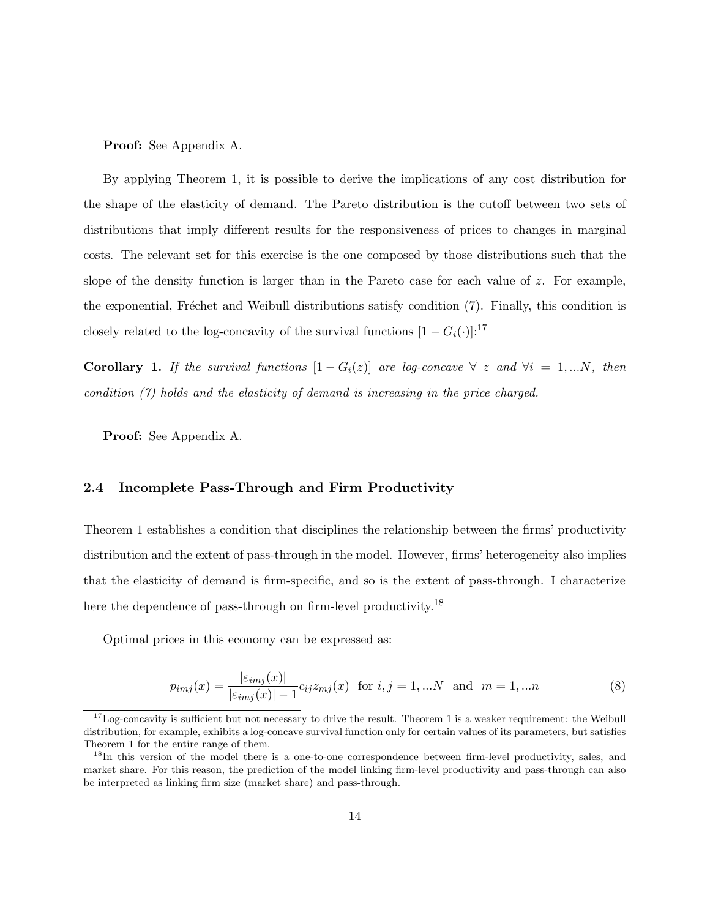**Proof:** See Appendix A.

By applying Theorem 1, it is possible to derive the implications of any cost distribution for the shape of the elasticity of demand. The Pareto distribution is the cutoff between two sets of distributions that imply different results for the responsiveness of prices to changes in marginal costs. The relevant set for this exercise is the one composed by those distributions such that the slope of the density function is larger than in the Pareto case for each value of $z$. For example, the exponential, Fréchet and Weibull distributions satisfy condition (7). Finally, this condition is closely related to the log-concavity of the survival functions $[1 - G_i(\cdot)]$:[17]

**Corollary 1.** *If the survival functions $[1 - G_i(z)]$ are log-concave $\forall$ $z$ and $\forall i = 1, ...N$, then condition (7) holds and the elasticity of demand is increasing in the price charged.*

**Proof:** See Appendix A.

### 2.4 Incomplete Pass-Through and Firm Productivity

Theorem 1 establishes a condition that disciplines the relationship between the firms' productivity distribution and the extent of pass-through in the model. However, firms' heterogeneity also implies that the elasticity of demand is firm-specific, and so is the extent of pass-through. I characterize here the dependence of pass-through on firm-level productivity.[18]

Optimal prices in this economy can be expressed as:

$$p_{imj}(x) = \frac{|\varepsilon_{imj}(x)|}{|\varepsilon_{imj}(x)| - 1} c_{ij} z_{mj}(x) \quad \text{for } i, j = 1, ...N \quad \text{and} \quad m = 1, ...n \tag{8}$$

[17] Log-concavity is sufficient but not necessary to drive the result. Theorem 1 is a weaker requirement: the Weibull distribution, for example, exhibits a log-concave survival function only for certain values of its parameters, but satisfies Theorem 1 for the entire range of them.

[18] In this version of the model there is a one-to-one correspondence between firm-level productivity, sales, and market share. For this reason, the prediction of the model linking firm-level productivity and pass-through can also be interpreted as linking firm size (market share) and pass-through.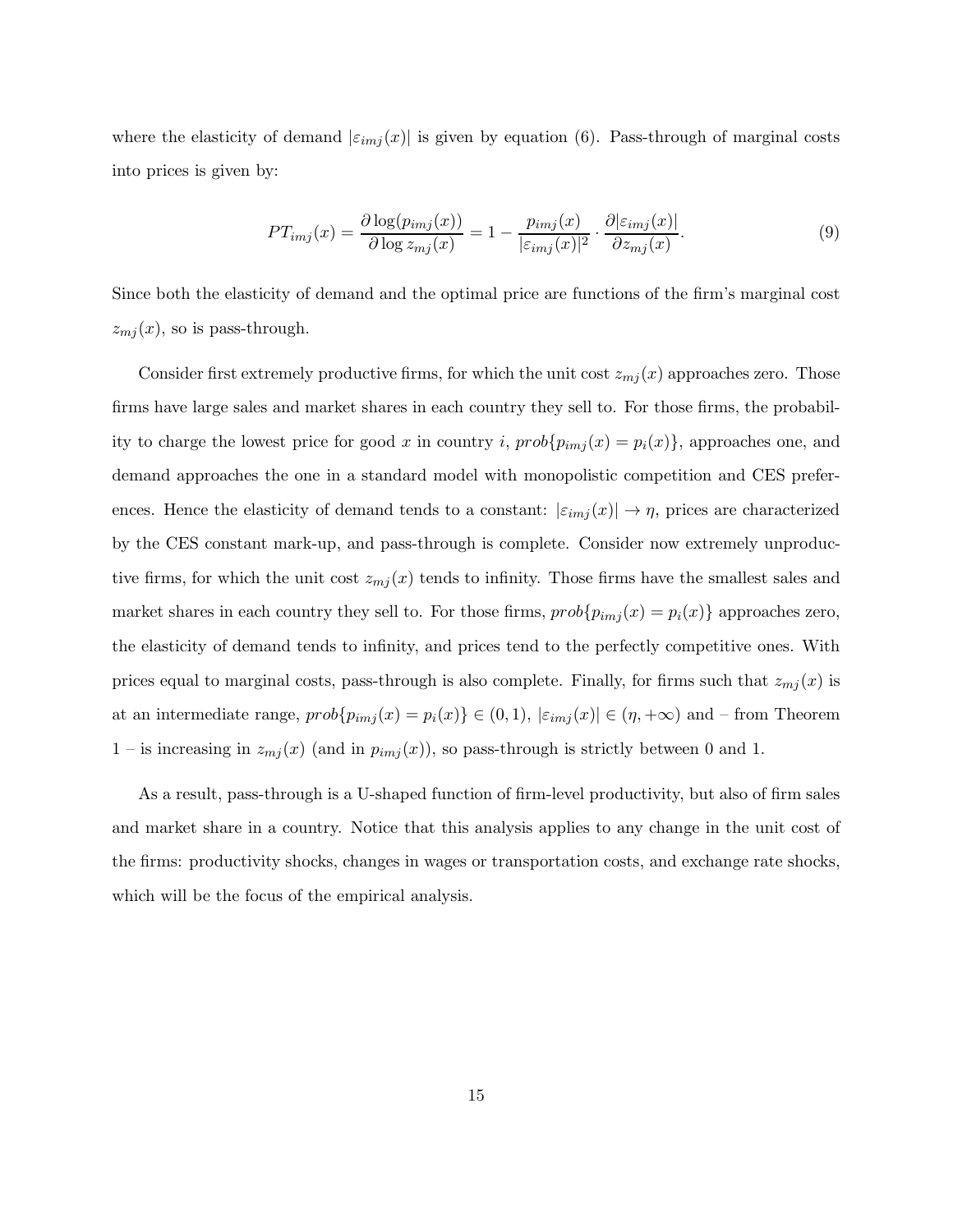where the elasticity of demand $|\varepsilon_{imj}(x)|$ is given by equation (6). Pass-through of marginal costs into prices is given by:

$$PT_{imj}(x) = \frac{\partial \log(p_{imj}(x))}{\partial \log z_{mj}(x)} = 1 - \frac{p_{imj}(x)}{|\varepsilon_{imj}(x)|^2} \cdot \frac{\partial |\varepsilon_{imj}(x)|}{\partial z_{mj}(x)}. \tag{9}$$

Since both the elasticity of demand and the optimal price are functions of the firm's marginal cost $z_{mj}(x)$, so is pass-through.

Consider first extremely productive firms, for which the unit cost $z_{mj}(x)$ approaches zero. Those firms have large sales and market shares in each country they sell to. For those firms, the probability to charge the lowest price for good $x$ in country $i$, $prob\{p_{imj}(x) = p_i(x)\}$, approaches one, and demand approaches the one in a standard model with monopolistic competition and CES preferences. Hence the elasticity of demand tends to a constant: $|\varepsilon_{imj}(x)| \to \eta$, prices are characterized by the CES constant mark-up, and pass-through is complete. Consider now extremely unproductive firms, for which the unit cost $z_{mj}(x)$ tends to infinity. Those firms have the smallest sales and market shares in each country they sell to. For those firms, $prob\{p_{imj}(x) = p_i(x)\}$ approaches zero, the elasticity of demand tends to infinity, and prices tend to the perfectly competitive ones. With prices equal to marginal costs, pass-through is also complete. Finally, for firms such that $z_{mj}(x)$ is at an intermediate range, $prob\{p_{imj}(x) = p_i(x)\} \in (0, 1)$, $|\varepsilon_{imj}(x)| \in (\eta, +\infty)$ and – from Theorem 1 – is increasing in $z_{mj}(x)$ (and in $p_{imj}(x)$), so pass-through is strictly between 0 and 1.

As a result, pass-through is a U-shaped function of firm-level productivity, but also of firm sales and market share in a country. Notice that this analysis applies to any change in the unit cost of the firms: productivity shocks, changes in wages or transportation costs, and exchange rate shocks, which will be the focus of the empirical analysis.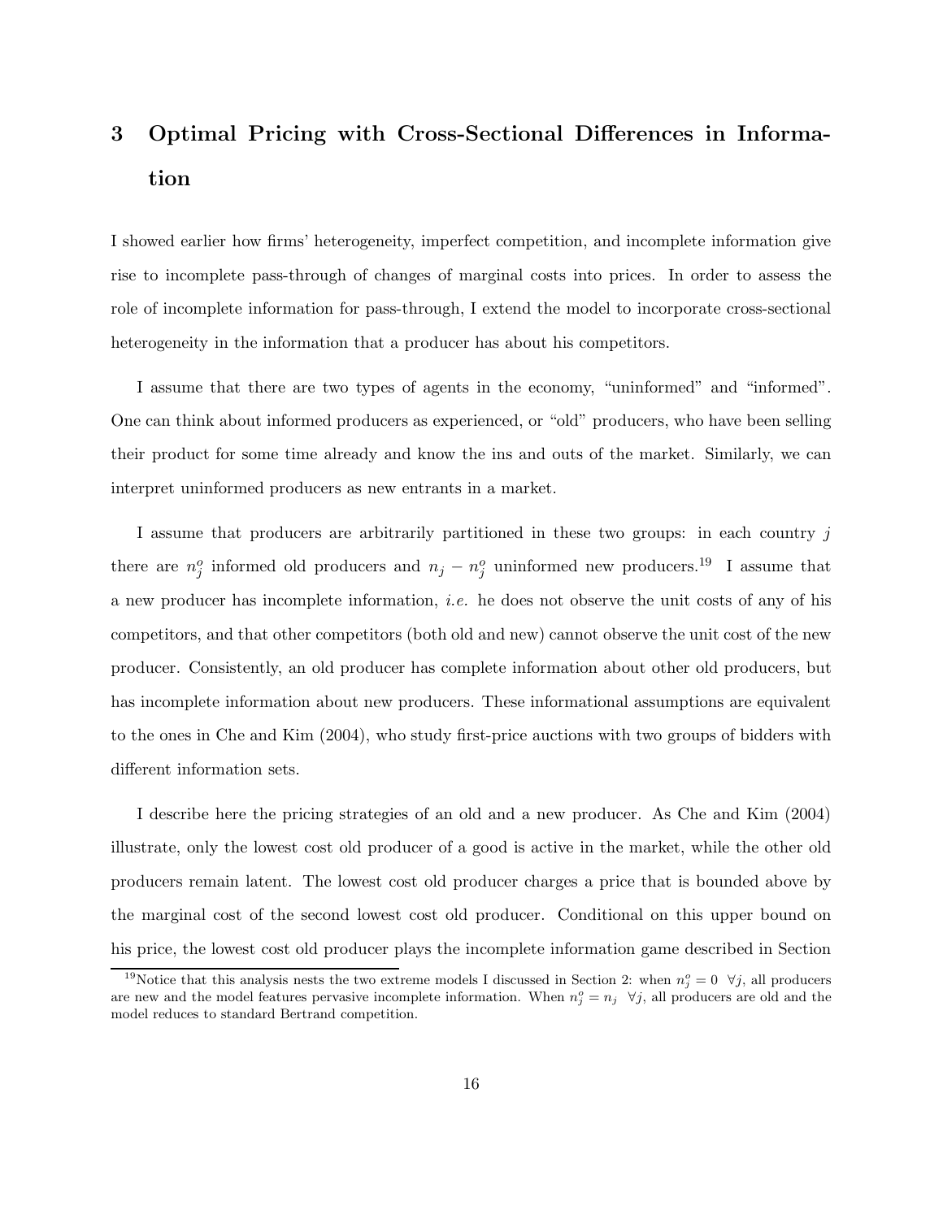# 3 Optimal Pricing with Cross-Sectional Differences in Information

I showed earlier how firms' heterogeneity, imperfect competition, and incomplete information give rise to incomplete pass-through of changes of marginal costs into prices. In order to assess the role of incomplete information for pass-through, I extend the model to incorporate cross-sectional heterogeneity in the information that a producer has about his competitors.

I assume that there are two types of agents in the economy, "uninformed" and "informed". One can think about informed producers as experienced, or "old" producers, who have been selling their product for some time already and know the ins and outs of the market. Similarly, we can interpret uninformed producers as new entrants in a market.

I assume that producers are arbitrarily partitioned in these two groups: in each country $j$ there are $n_j^o$ informed old producers and $n_j - n_j^o$ uninformed new producers.[19] I assume that a new producer has incomplete information, *i.e.* he does not observe the unit costs of any of his competitors, and that other competitors (both old and new) cannot observe the unit cost of the new producer. Consistently, an old producer has complete information about other old producers, but has incomplete information about new producers. These informational assumptions are equivalent to the ones in Che and Kim (2004), who study first-price auctions with two groups of bidders with different information sets.

I describe here the pricing strategies of an old and a new producer. As Che and Kim (2004) illustrate, only the lowest cost old producer of a good is active in the market, while the other old producers remain latent. The lowest cost old producer charges a price that is bounded above by the marginal cost of the second lowest cost old producer. Conditional on this upper bound on his price, the lowest cost old producer plays the incomplete information game described in Section

[19]Notice that this analysis nests the two extreme models I discussed in Section 2: when $n_j^o = 0 \;\; \forall j$, all producers are new and the model features pervasive incomplete information. When $n_j^o = n_j \;\; \forall j$, all producers are old and the model reduces to standard Bertrand competition.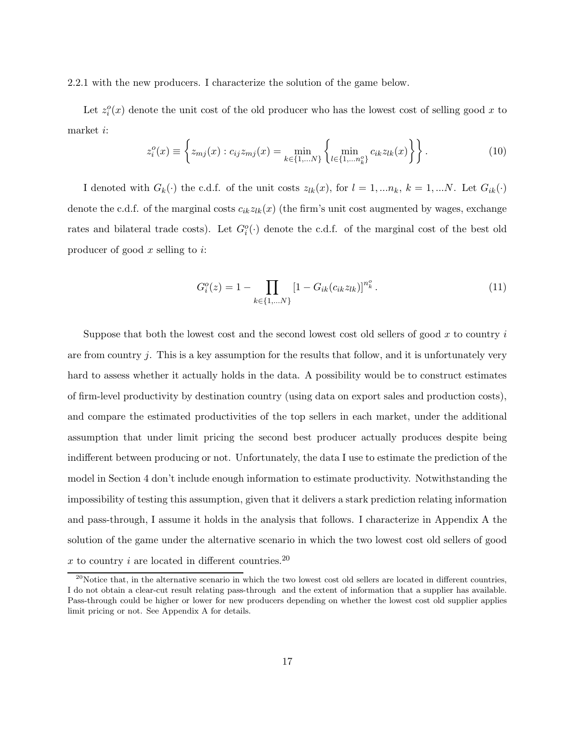2.2.1 with the new producers. I characterize the solution of the game below.

Let $z_i^o(x)$ denote the unit cost of the old producer who has the lowest cost of selling good $x$ to market $i$:

$$z_i^o(x) \equiv \left\{ z_{mj}(x) : c_{ij} z_{mj}(x) = \min_{k \in \{1,...N\}} \left\{ \min_{l \in \{1,...n_k^o\}} c_{ik} z_{lk}(x) \right\} \right\}. \tag{10}$$

I denoted with $G_k(\cdot)$ the c.d.f. of the unit costs $z_{lk}(x)$, for $l = 1, ...n_k$, $k = 1, ...N$. Let $G_{ik}(\cdot)$ denote the c.d.f. of the marginal costs $c_{ik} z_{lk}(x)$ (the firm's unit cost augmented by wages, exchange rates and bilateral trade costs). Let $G_i^o(\cdot)$ denote the c.d.f. of the marginal cost of the best old producer of good $x$ selling to $i$:

$$G_i^o(z) = 1 - \prod_{k \in \{1,...N\}} \left[1 - G_{ik}(c_{ik} z_{lk})\right]^{n_k^o}. \tag{11}$$

Suppose that both the lowest cost and the second lowest cost old sellers of good $x$ to country $i$ are from country $j$. This is a key assumption for the results that follow, and it is unfortunately very hard to assess whether it actually holds in the data. A possibility would be to construct estimates of firm-level productivity by destination country (using data on export sales and production costs), and compare the estimated productivities of the top sellers in each market, under the additional assumption that under limit pricing the second best producer actually produces despite being indifferent between producing or not. Unfortunately, the data I use to estimate the prediction of the model in Section 4 don't include enough information to estimate productivity. Notwithstanding the impossibility of testing this assumption, given that it delivers a stark prediction relating information and pass-through, I assume it holds in the analysis that follows. I characterize in Appendix A the solution of the game under the alternative scenario in which the two lowest cost old sellers of good $x$ to country $i$ are located in different countries.[20]

[20] Notice that, in the alternative scenario in which the two lowest cost old sellers are located in different countries, I do not obtain a clear-cut result relating pass-through and the extent of information that a supplier has available. Pass-through could be higher or lower for new producers depending on whether the lowest cost old supplier applies limit pricing or not. See Appendix A for details.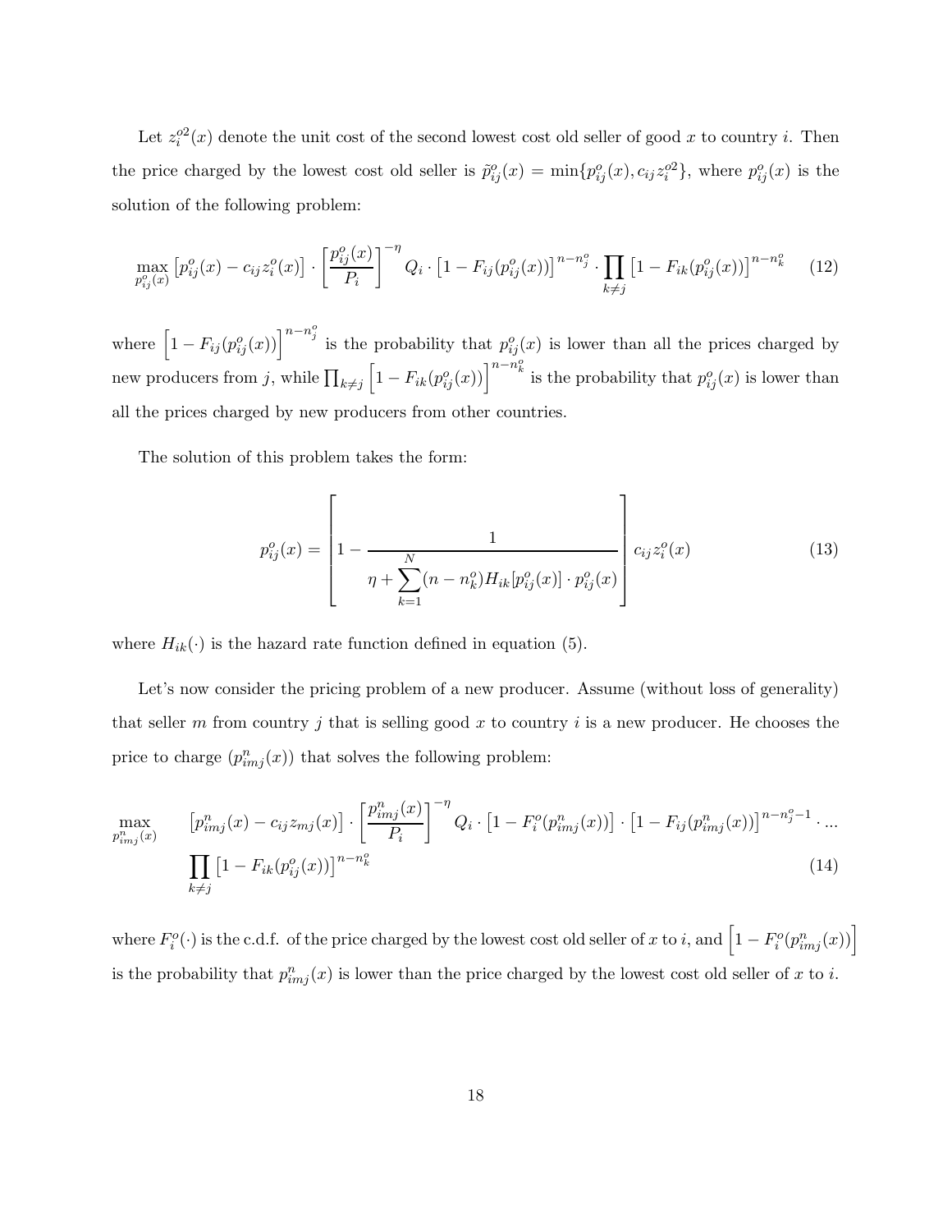Let $z_i^{o2}(x)$ denote the unit cost of the second lowest cost old seller of good $x$ to country $i$. Then the price charged by the lowest cost old seller is $\tilde{p}_{ij}^o(x) = \min\{p_{ij}^o(x), c_{ij} z_i^{o2}\}$, where $p_{ij}^o(x)$ is the solution of the following problem:

$$\max_{p_{ij}^o(x)} \left[p_{ij}^o(x) - c_{ij} z_i^o(x)\right] \cdot \left[\frac{p_{ij}^o(x)}{P_i}\right]^{-\eta} Q_i \cdot \left[1 - F_{ij}(p_{ij}^o(x))\right]^{n - n_j^o} \cdot \prod_{k \neq j} \left[1 - F_{ik}(p_{ij}^o(x))\right]^{n - n_k^o} \tag{12}$$

where $\left[1 - F_{ij}(p_{ij}^o(x))\right]^{n - n_j^o}$ is the probability that $p_{ij}^o(x)$ is lower than all the prices charged by new producers from $j$, while $\prod_{k \neq j} \left[1 - F_{ik}(p_{ij}^o(x))\right]^{n - n_k^o}$ is the probability that $p_{ij}^o(x)$ is lower than all the prices charged by new producers from other countries.

The solution of this problem takes the form:

$$p_{ij}^o(x) = \left[1 - \frac{1}{\eta + \sum_{k=1}^{N} (n - n_k^o) H_{ik}[p_{ij}^o(x)] \cdot p_{ij}^o(x)}\right] c_{ij} z_i^o(x) \tag{13}$$

where $H_{ik}(\cdot)$ is the hazard rate function defined in equation (5).

Let's now consider the pricing problem of a new producer. Assume (without loss of generality) that seller $m$ from country $j$ that is selling good $x$ to country $i$ is a new producer. He chooses the price to charge ($p_{imj}^n(x)$) that solves the following problem:

$$\begin{aligned} \max_{p_{imj}^n(x)} \quad & \left[p_{imj}^n(x) - c_{ij} z_{mj}(x)\right] \cdot \left[\frac{p_{imj}^n(x)}{P_i}\right]^{-\eta} Q_i \cdot \left[1 - F_i^o(p_{imj}^n(x))\right] \cdot \left[1 - F_{ij}(p_{imj}^n(x))\right]^{n - n_j^o - 1} \cdot ... \\ & \prod_{k \neq j} \left[1 - F_{ik}(p_{ij}^o(x))\right]^{n - n_k^o} \end{aligned} \tag{14}$$

where $F_i^o(\cdot)$ is the c.d.f. of the price charged by the lowest cost old seller of $x$ to $i$, and $\left[1 - F_i^o(p_{imj}^n(x))\right]$ is the probability that $p_{imj}^n(x)$ is lower than the price charged by the lowest cost old seller of $x$ to $i$.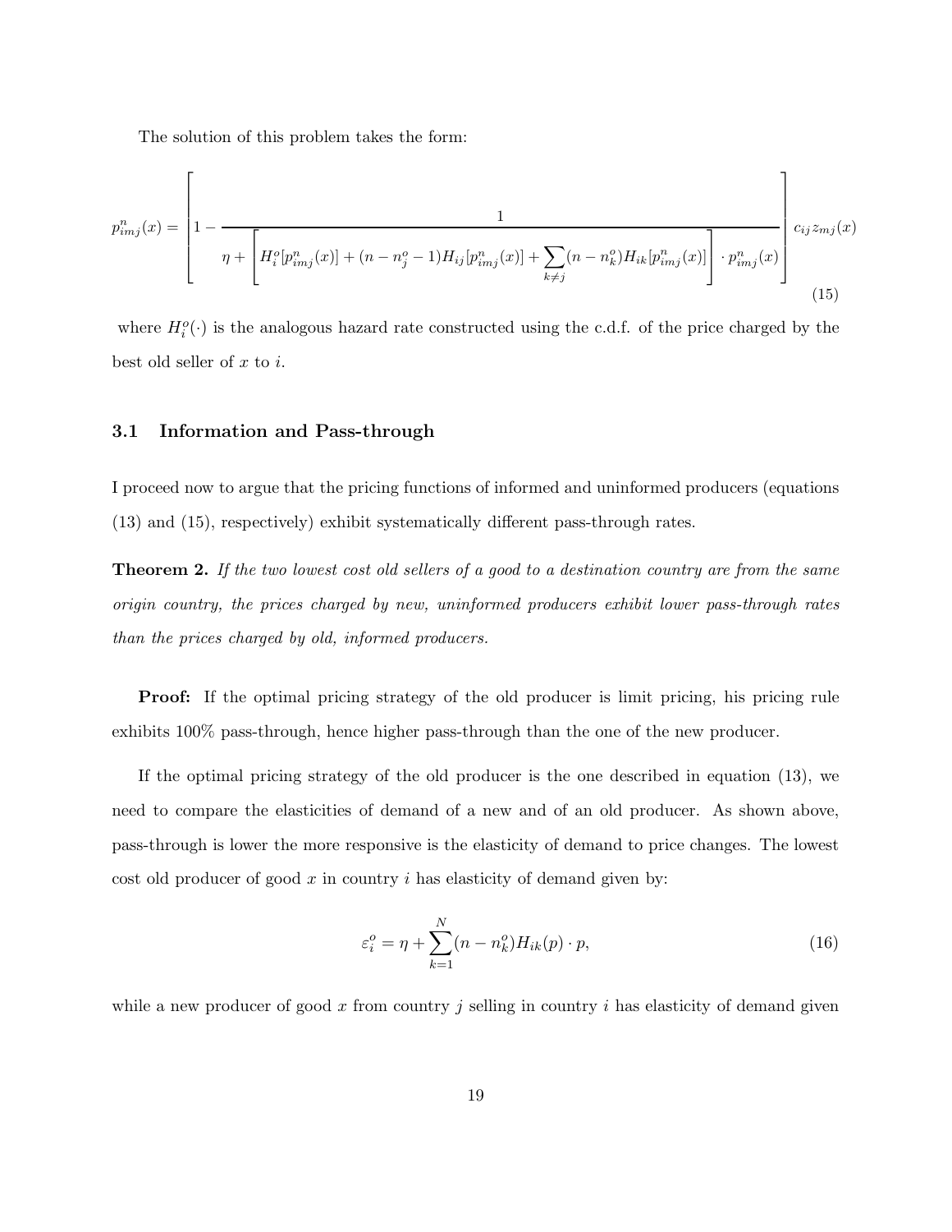The solution of this problem takes the form:

$$p^n_{imj}(x) = \left[1 - \frac{1}{\eta + \left[H^o_i[p^n_{imj}(x)] + (n - n^o_j - 1)H_{ij}[p^n_{imj}(x)] + \sum_{k \neq j}(n - n^o_k)H_{ik}[p^n_{imj}(x)]\right] \cdot p^n_{imj}(x)}\right] c_{ij} z_{mj}(x) \tag{15}$$

where $H^o_i(\cdot)$ is the analogous hazard rate constructed using the c.d.f. of the price charged by the best old seller of $x$ to $i$.

### 3.1 Information and Pass-through

I proceed now to argue that the pricing functions of informed and uninformed producers (equations (13) and (15), respectively) exhibit systematically different pass-through rates.

**Theorem 2.** *If the two lowest cost old sellers of a good to a destination country are from the same origin country, the prices charged by new, uninformed producers exhibit lower pass-through rates than the prices charged by old, informed producers.*

**Proof:** If the optimal pricing strategy of the old producer is limit pricing, his pricing rule exhibits 100% pass-through, hence higher pass-through than the one of the new producer.

If the optimal pricing strategy of the old producer is the one described in equation (13), we need to compare the elasticities of demand of a new and of an old producer. As shown above, pass-through is lower the more responsive is the elasticity of demand to price changes. The lowest cost old producer of good $x$ in country $i$ has elasticity of demand given by:

$$\varepsilon^o_i = \eta + \sum_{k=1}^{N}(n - n^o_k)H_{ik}(p) \cdot p, \tag{16}$$

while a new producer of good $x$ from country $j$ selling in country $i$ has elasticity of demand given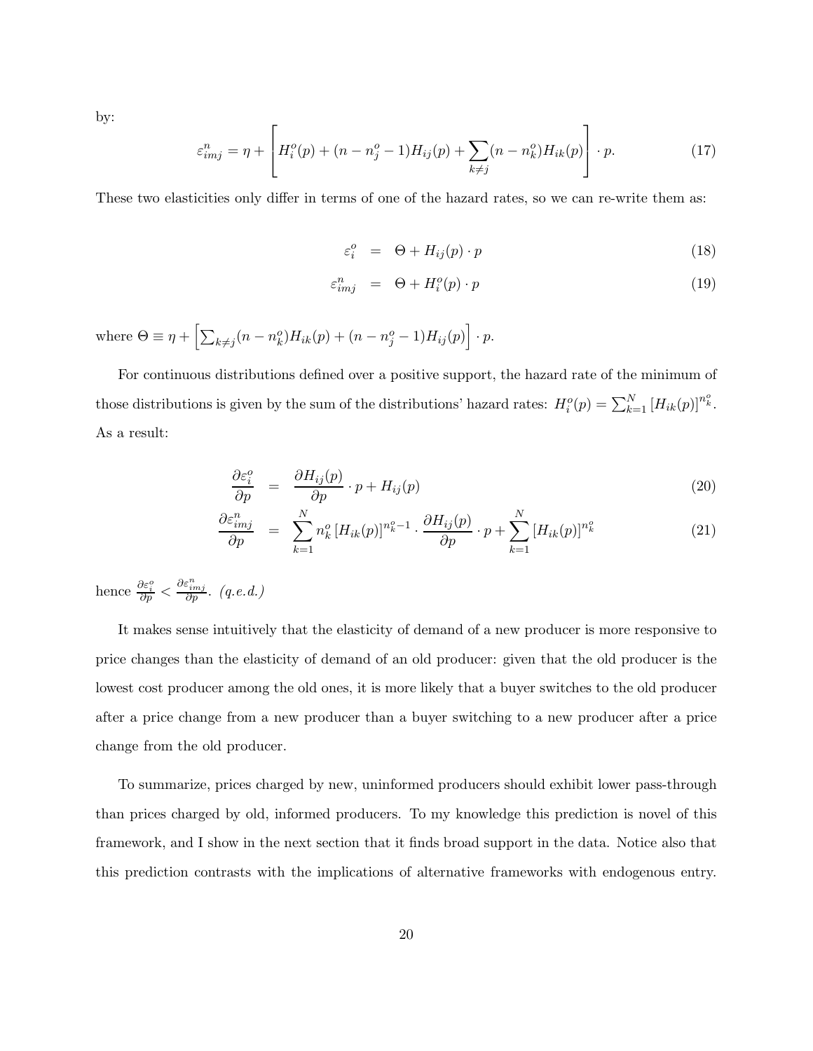by:

$$\varepsilon_{imj}^{n} = \eta + \left[ H_i^o(p) + (n - n_j^o - 1)H_{ij}(p) + \sum_{k \neq j} (n - n_k^o) H_{ik}(p) \right] \cdot p. \tag{17}$$

These two elasticities only differ in terms of one of the hazard rates, so we can re-write them as:

$$\varepsilon_i^o = \Theta + H_{ij}(p) \cdot p \tag{18}$$

$$\varepsilon_{imj}^n = \Theta + H_i^o(p) \cdot p \tag{19}$$

where $\Theta \equiv \eta + \left[ \sum_{k \neq j} (n - n_k^o) H_{ik}(p) + (n - n_j^o - 1) H_{ij}(p) \right] \cdot p$.

For continuous distributions defined over a positive support, the hazard rate of the minimum of those distributions is given by the sum of the distributions' hazard rates: $H_i^o(p) = \sum_{k=1}^{N} \left[ H_{ik}(p) \right]^{n_k^o}$. As a result:

$$\frac{\partial \varepsilon_i^o}{\partial p} = \frac{\partial H_{ij}(p)}{\partial p} \cdot p + H_{ij}(p) \tag{20}$$

$$\frac{\partial \varepsilon_{imj}^n}{\partial p} = \sum_{k=1}^{N} n_k^o \left[ H_{ik}(p) \right]^{n_k^o - 1} \cdot \frac{\partial H_{ij}(p)}{\partial p} \cdot p + \sum_{k=1}^{N} \left[ H_{ik}(p) \right]^{n_k^o} \tag{21}$$

hence $\frac{\partial \varepsilon_i^o}{\partial p} < \frac{\partial \varepsilon_{imj}^n}{\partial p}$. *(q.e.d.)*

It makes sense intuitively that the elasticity of demand of a new producer is more responsive to price changes than the elasticity of demand of an old producer: given that the old producer is the lowest cost producer among the old ones, it is more likely that a buyer switches to the old producer after a price change from a new producer than a buyer switching to a new producer after a price change from the old producer.

To summarize, prices charged by new, uninformed producers should exhibit lower pass-through than prices charged by old, informed producers. To my knowledge this prediction is novel of this framework, and I show in the next section that it finds broad support in the data. Notice also that this prediction contrasts with the implications of alternative frameworks with endogenous entry.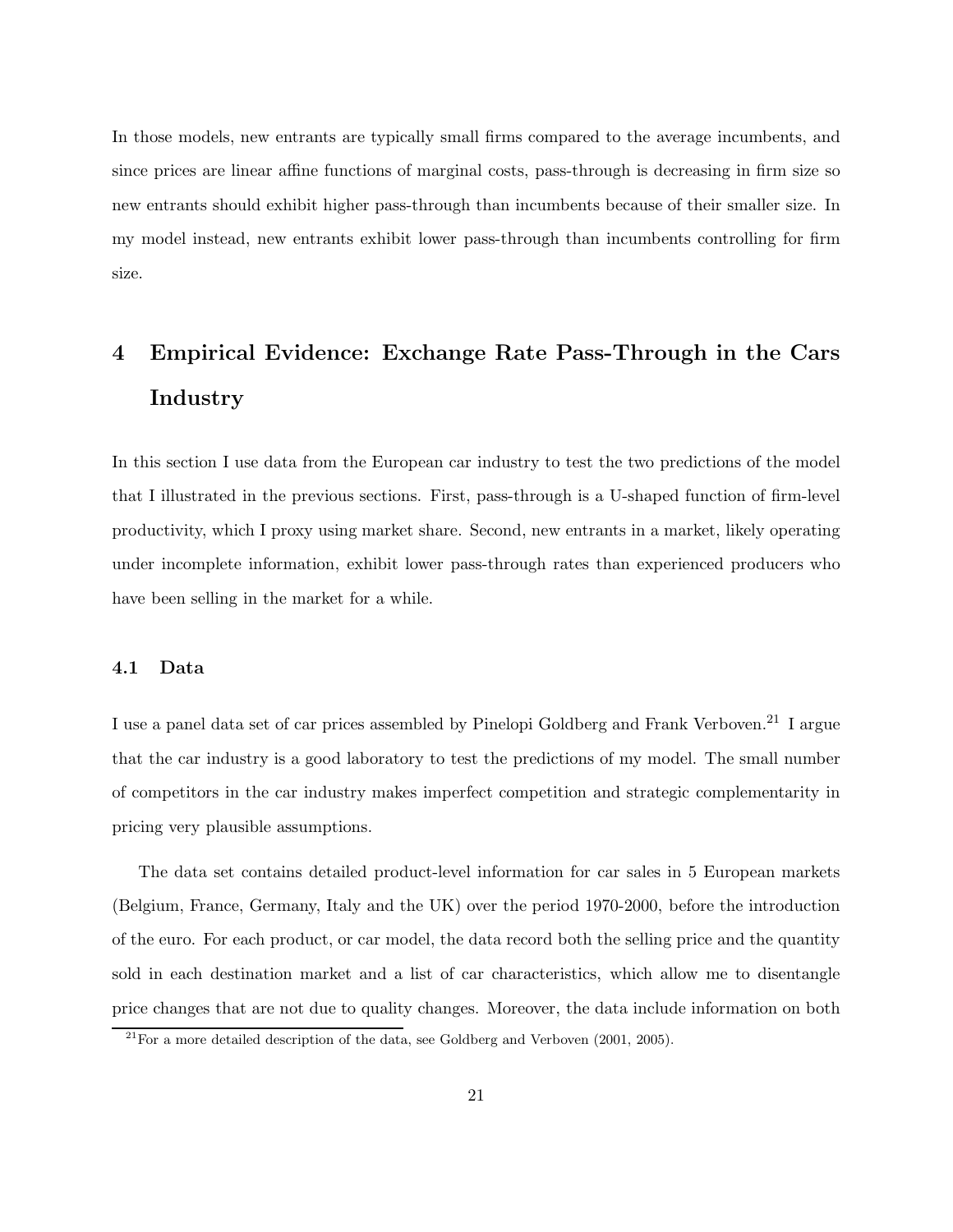In those models, new entrants are typically small firms compared to the average incumbents, and since prices are linear affine functions of marginal costs, pass-through is decreasing in firm size so new entrants should exhibit higher pass-through than incumbents because of their smaller size. In my model instead, new entrants exhibit lower pass-through than incumbents controlling for firm size.

# 4 Empirical Evidence: Exchange Rate Pass-Through in the Cars Industry

In this section I use data from the European car industry to test the two predictions of the model that I illustrated in the previous sections. First, pass-through is a U-shaped function of firm-level productivity, which I proxy using market share. Second, new entrants in a market, likely operating under incomplete information, exhibit lower pass-through rates than experienced producers who have been selling in the market for a while.

## 4.1 Data

I use a panel data set of car prices assembled by Pinelopi Goldberg and Frank Verboven.[21] I argue that the car industry is a good laboratory to test the predictions of my model. The small number of competitors in the car industry makes imperfect competition and strategic complementarity in pricing very plausible assumptions.

The data set contains detailed product-level information for car sales in 5 European markets (Belgium, France, Germany, Italy and the UK) over the period 1970-2000, before the introduction of the euro. For each product, or car model, the data record both the selling price and the quantity sold in each destination market and a list of car characteristics, which allow me to disentangle price changes that are not due to quality changes. Moreover, the data include information on both

[21] For a more detailed description of the data, see Goldberg and Verboven (2001, 2005).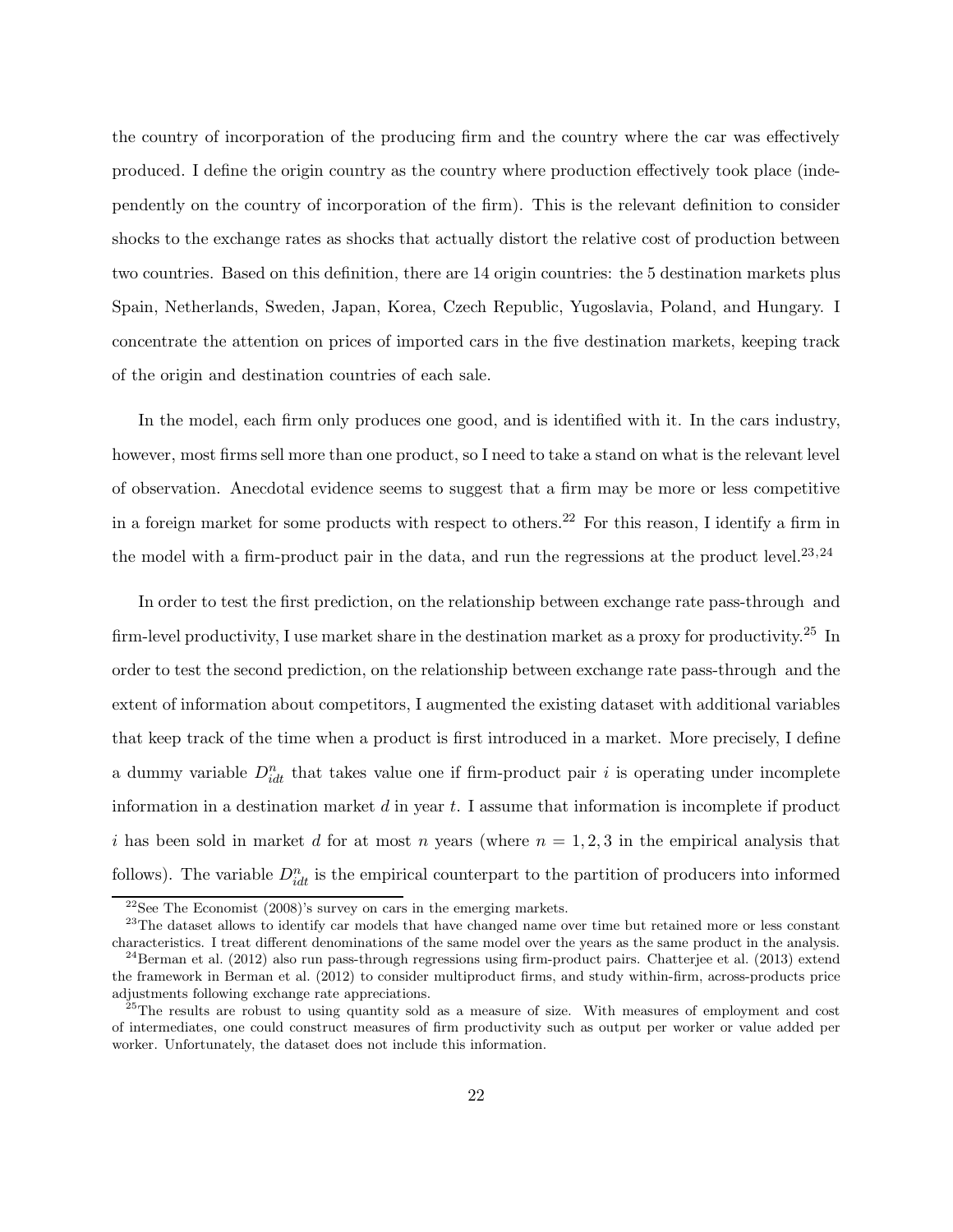the country of incorporation of the producing firm and the country where the car was effectively produced. I define the origin country as the country where production effectively took place (independently on the country of incorporation of the firm). This is the relevant definition to consider shocks to the exchange rates as shocks that actually distort the relative cost of production between two countries. Based on this definition, there are 14 origin countries: the 5 destination markets plus Spain, Netherlands, Sweden, Japan, Korea, Czech Republic, Yugoslavia, Poland, and Hungary. I concentrate the attention on prices of imported cars in the five destination markets, keeping track of the origin and destination countries of each sale.

In the model, each firm only produces one good, and is identified with it. In the cars industry, however, most firms sell more than one product, so I need to take a stand on what is the relevant level of observation. Anecdotal evidence seems to suggest that a firm may be more or less competitive in a foreign market for some products with respect to others.[22] For this reason, I identify a firm in the model with a firm-product pair in the data, and run the regressions at the product level.[23,24]

In order to test the first prediction, on the relationship between exchange rate pass-through and firm-level productivity, I use market share in the destination market as a proxy for productivity.[25] In order to test the second prediction, on the relationship between exchange rate pass-through and the extent of information about competitors, I augmented the existing dataset with additional variables that keep track of the time when a product is first introduced in a market. More precisely, I define a dummy variable $D^n_{idt}$ that takes value one if firm-product pair $i$ is operating under incomplete information in a destination market $d$ in year $t$. I assume that information is incomplete if product $i$ has been sold in market $d$ for at most $n$ years (where $n = 1, 2, 3$ in the empirical analysis that follows). The variable $D^n_{idt}$ is the empirical counterpart to the partition of producers into informed

[22] See The Economist (2008)'s survey on cars in the emerging markets.

[23] The dataset allows to identify car models that have changed name over time but retained more or less constant characteristics. I treat different denominations of the same model over the years as the same product in the analysis.

[24] Berman et al. (2012) also run pass-through regressions using firm-product pairs. Chatterjee et al. (2013) extend the framework in Berman et al. (2012) to consider multiproduct firms, and study within-firm, across-products price adjustments following exchange rate appreciations.

[25] The results are robust to using quantity sold as a measure of size. With measures of employment and cost of intermediates, one could construct measures of firm productivity such as output per worker or value added per worker. Unfortunately, the dataset does not include this information.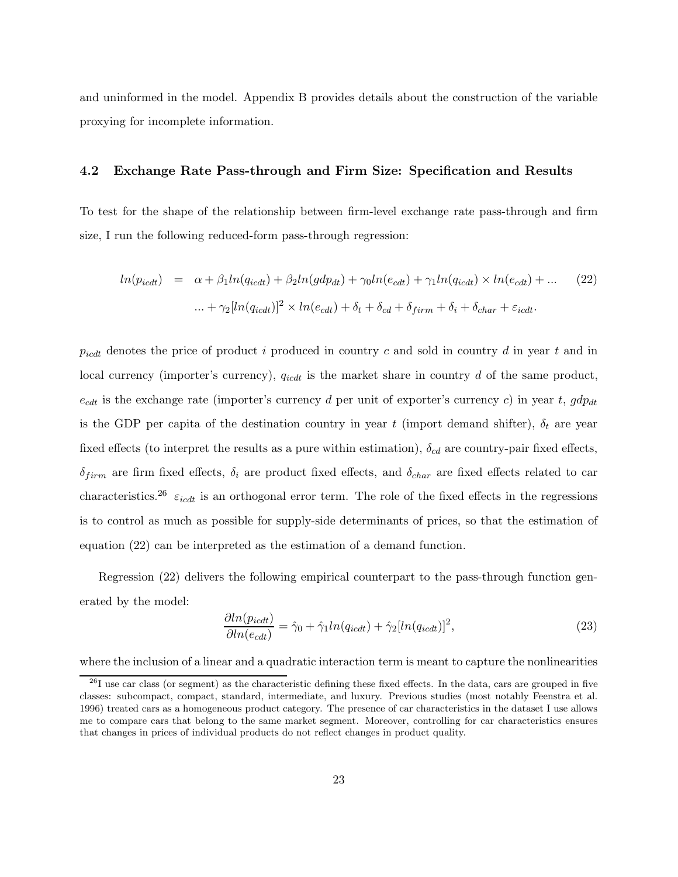and uninformed in the model. Appendix B provides details about the construction of the variable proxying for incomplete information.

### 4.2 Exchange Rate Pass-through and Firm Size: Specification and Results

To test for the shape of the relationship between firm-level exchange rate pass-through and firm size, I run the following reduced-form pass-through regression:

$$
\begin{aligned}
ln(p_{icdt}) \;=\; & \alpha + \beta_1 ln(q_{icdt}) + \beta_2 ln(gdp_{dt}) + \gamma_0 ln(e_{cdt}) + \gamma_1 ln(q_{icdt}) \times ln(e_{cdt}) + ... \\
& ... + \gamma_2 [ln(q_{icdt})]^2 \times ln(e_{cdt}) + \delta_t + \delta_{cd} + \delta_{firm} + \delta_i + \delta_{char} + \varepsilon_{icdt}.
\end{aligned}
\tag{22}
$$

$p_{icdt}$ denotes the price of product $i$ produced in country $c$ and sold in country $d$ in year $t$ and in local currency (importer's currency), $q_{icdt}$ is the market share in country $d$ of the same product, $e_{cdt}$ is the exchange rate (importer's currency $d$ per unit of exporter's currency $c$) in year $t$, $gdp_{dt}$ is the GDP per capita of the destination country in year $t$ (import demand shifter), $\delta_t$ are year fixed effects (to interpret the results as a pure within estimation), $\delta_{cd}$ are country-pair fixed effects, $\delta_{firm}$ are firm fixed effects, $\delta_i$ are product fixed effects, and $\delta_{char}$ are fixed effects related to car characteristics.[26] $\varepsilon_{icdt}$ is an orthogonal error term. The role of the fixed effects in the regressions is to control as much as possible for supply-side determinants of prices, so that the estimation of equation (22) can be interpreted as the estimation of a demand function.

Regression (22) delivers the following empirical counterpart to the pass-through function generated by the model:

$$
\frac{\partial ln(p_{icdt})}{\partial ln(e_{cdt})} = \hat{\gamma}_0 + \hat{\gamma}_1 ln(q_{icdt}) + \hat{\gamma}_2 [ln(q_{icdt})]^2,
\tag{23}
$$

where the inclusion of a linear and a quadratic interaction term is meant to capture the nonlinearities

[26] I use car class (or segment) as the characteristic defining these fixed effects. In the data, cars are grouped in five classes: subcompact, compact, standard, intermediate, and luxury. Previous studies (most notably Feenstra et al. 1996) treated cars as a homogeneous product category. The presence of car characteristics in the dataset I use allows me to compare cars that belong to the same market segment. Moreover, controlling for car characteristics ensures that changes in prices of individual products do not reflect changes in product quality.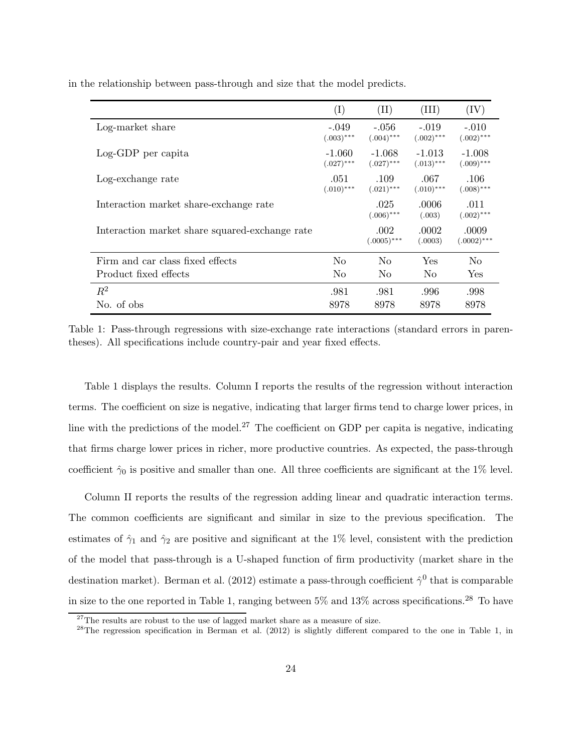in the relationship between pass-through and size that the model predicts.

| | (I) | (II) | (III) | (IV) |
|---|---|---|---|---|
| Log-market share | -.049 (.003)*** | -.056 (.004)*** | -.019 (.002)*** | -.010 (.002)*** |
| Log-GDP per capita | -1.060 (.027)*** | -1.068 (.027)*** | -1.013 (.013)*** | -1.008 (.009)*** |
| Log-exchange rate | .051 (.010)*** | .109 (.021)*** | .067 (.010)*** | .106 (.008)*** |
| Interaction market share-exchange rate | | .025 (.006)*** | .0006 (.003) | .011 (.002)*** |
| Interaction market share squared-exchange rate | | .002 (.0005)*** | .0002 (.0003) | .0009 (.0002)*** |
| Firm and car class fixed effects | No | No | Yes | No |
| Product fixed effects | No | No | No | Yes |
| $R^2$ | .981 | .981 | .996 | .998 |
| No. of obs | 8978 | 8978 | 8978 | 8978 |

Table 1: Pass-through regressions with size-exchange rate interactions (standard errors in parentheses). All specifications include country-pair and year fixed effects.

Table 1 displays the results. Column I reports the results of the regression without interaction terms. The coefficient on size is negative, indicating that larger firms tend to charge lower prices, in line with the predictions of the model.[27] The coefficient on GDP per capita is negative, indicating that firms charge lower prices in richer, more productive countries. As expected, the pass-through coefficient $\hat{\gamma}_0$ is positive and smaller than one. All three coefficients are significant at the 1% level.

Column II reports the results of the regression adding linear and quadratic interaction terms. The common coefficients are significant and similar in size to the previous specification. The estimates of $\hat{\gamma}_1$ and $\hat{\gamma}_2$ are positive and significant at the 1% level, consistent with the prediction of the model that pass-through is a U-shaped function of firm productivity (market share in the destination market). Berman et al. (2012) estimate a pass-through coefficient $\hat{\gamma}^0$ that is comparable in size to the one reported in Table 1, ranging between 5% and 13% across specifications.[28] To have

[27] The results are robust to the use of lagged market share as a measure of size.

[28] The regression specification in Berman et al. (2012) is slightly different compared to the one in Table 1, in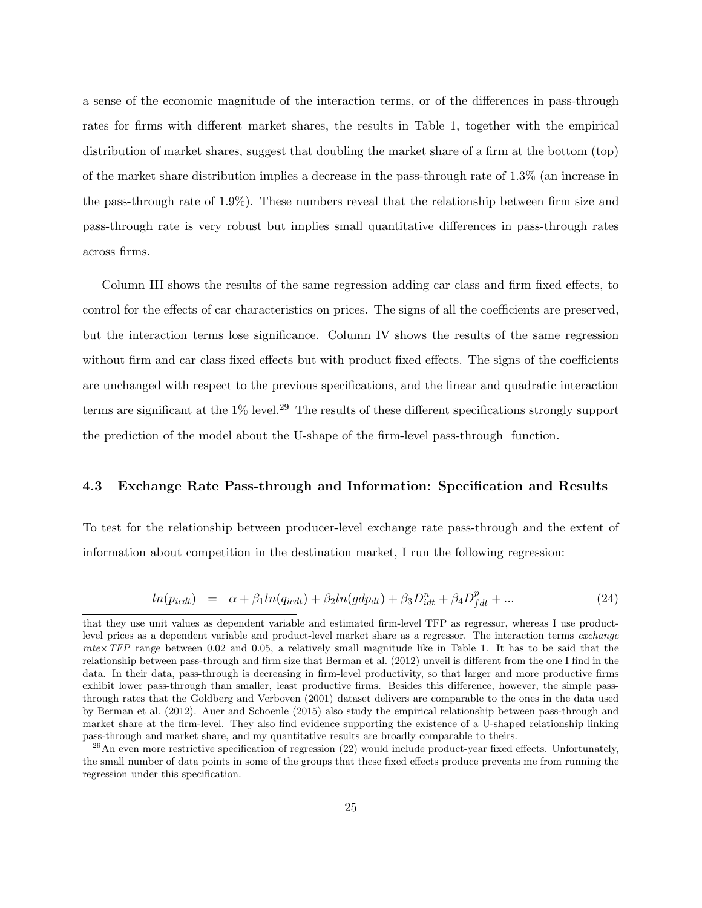a sense of the economic magnitude of the interaction terms, or of the differences in pass-through rates for firms with different market shares, the results in Table 1, together with the empirical distribution of market shares, suggest that doubling the market share of a firm at the bottom (top) of the market share distribution implies a decrease in the pass-through rate of 1.3% (an increase in the pass-through rate of 1.9%). These numbers reveal that the relationship between firm size and pass-through rate is very robust but implies small quantitative differences in pass-through rates across firms.

Column III shows the results of the same regression adding car class and firm fixed effects, to control for the effects of car characteristics on prices. The signs of all the coefficients are preserved, but the interaction terms lose significance. Column IV shows the results of the same regression without firm and car class fixed effects but with product fixed effects. The signs of the coefficients are unchanged with respect to the previous specifications, and the linear and quadratic interaction terms are significant at the 1% level.[29] The results of these different specifications strongly support the prediction of the model about the U-shape of the firm-level pass-through function.

### 4.3 Exchange Rate Pass-through and Information: Specification and Results

To test for the relationship between producer-level exchange rate pass-through and the extent of information about competition in the destination market, I run the following regression:

$$ln(p_{icdt}) = \alpha + \beta_1 ln(q_{icdt}) + \beta_2 ln(gdp_{dt}) + \beta_3 D^n_{idt} + \beta_4 D^p_{fdt} + ... \tag{24}$$

---

that they use unit values as dependent variable and estimated firm-level TFP as regressor, whereas I use product-level prices as a dependent variable and product-level market share as a regressor. The interaction terms *exchange rate*× *TFP* range between 0.02 and 0.05, a relatively small magnitude like in Table 1. It has to be said that the relationship between pass-through and firm size that Berman et al. (2012) unveil is different from the one I find in the data. In their data, pass-through is decreasing in firm-level productivity, so that larger and more productive firms exhibit lower pass-through than smaller, least productive firms. Besides this difference, however, the simple pass-through rates that the Goldberg and Verboven (2001) dataset delivers are comparable to the ones in the data used by Berman et al. (2012). Auer and Schoenle (2015) also study the empirical relationship between pass-through and market share at the firm-level. They also find evidence supporting the existence of a U-shaped relationship linking pass-through and market share, and my quantitative results are broadly comparable to theirs.

[29] An even more restrictive specification of regression (22) would include product-year fixed effects. Unfortunately, the small number of data points in some of the groups that these fixed effects produce prevents me from running the regression under this specification.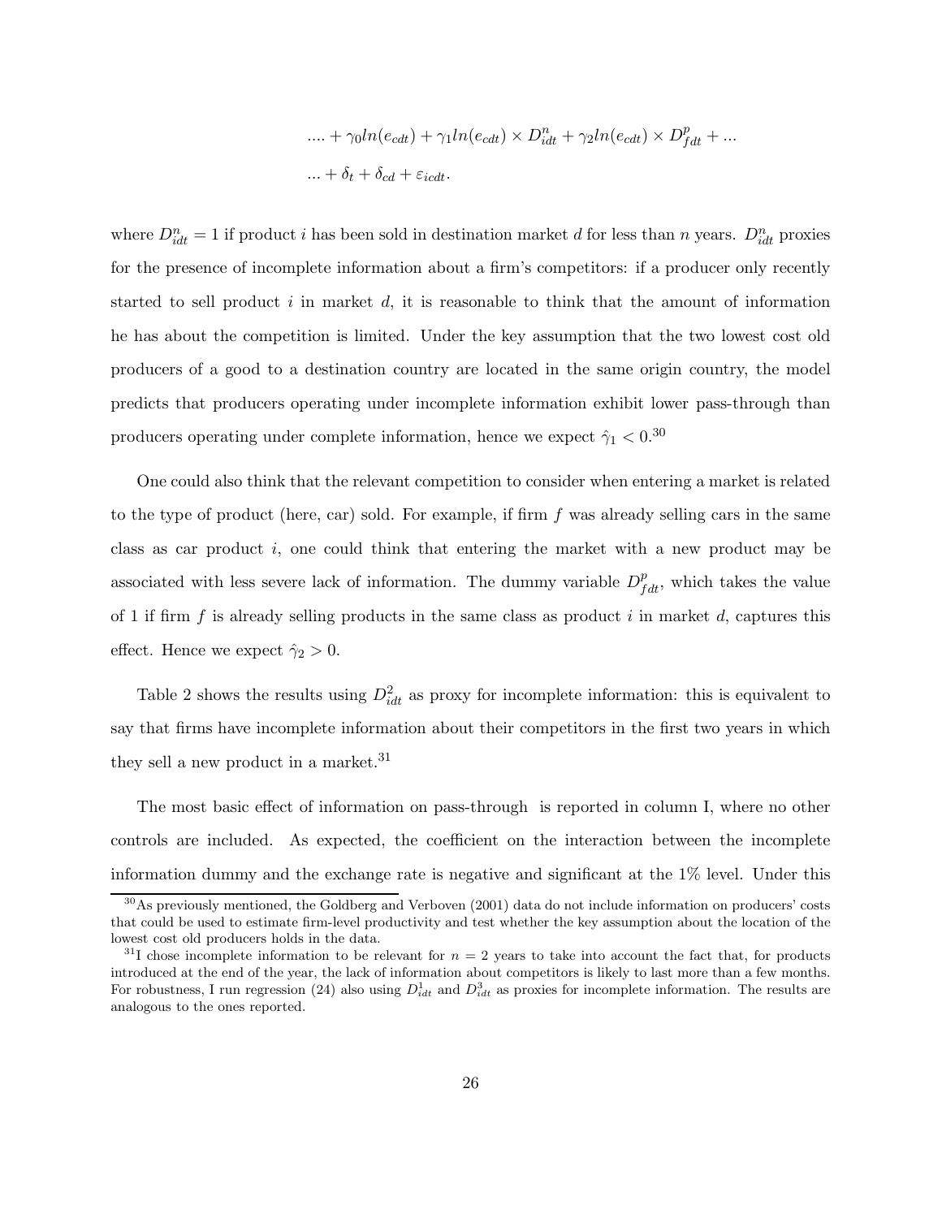$$.... + \gamma_0 ln(e_{cdt}) + \gamma_1 ln(e_{cdt}) \times D^n_{idt} + \gamma_2 ln(e_{cdt}) \times D^p_{fdt} + ...$$

$$... + \delta_t + \delta_{cd} + \varepsilon_{icdt}.$$

where $D^n_{idt} = 1$ if product $i$ has been sold in destination market $d$ for less than $n$ years. $D^n_{idt}$ proxies for the presence of incomplete information about a firm's competitors: if a producer only recently started to sell product $i$ in market $d$, it is reasonable to think that the amount of information he has about the competition is limited. Under the key assumption that the two lowest cost old producers of a good to a destination country are located in the same origin country, the model predicts that producers operating under incomplete information exhibit lower pass-through than producers operating under complete information, hence we expect $\hat{\gamma}_1 < 0$.[30]

One could also think that the relevant competition to consider when entering a market is related to the type of product (here, car) sold. For example, if firm $f$ was already selling cars in the same class as car product $i$, one could think that entering the market with a new product may be associated with less severe lack of information. The dummy variable $D^p_{fdt}$, which takes the value of 1 if firm $f$ is already selling products in the same class as product $i$ in market $d$, captures this effect. Hence we expect $\hat{\gamma}_2 > 0$.

Table 2 shows the results using $D^2_{idt}$ as proxy for incomplete information: this is equivalent to say that firms have incomplete information about their competitors in the first two years in which they sell a new product in a market.[31]

The most basic effect of information on pass-through is reported in column I, where no other controls are included. As expected, the coefficient on the interaction between the incomplete information dummy and the exchange rate is negative and significant at the 1% level. Under this

---

[30] As previously mentioned, the Goldberg and Verboven (2001) data do not include information on producers' costs that could be used to estimate firm-level productivity and test whether the key assumption about the location of the lowest cost old producers holds in the data.

[31] I chose incomplete information to be relevant for $n = 2$ years to take into account the fact that, for products introduced at the end of the year, the lack of information about competitors is likely to last more than a few months. For robustness, I run regression (24) also using $D^1_{idt}$ and $D^3_{idt}$ as proxies for incomplete information. The results are analogous to the ones reported.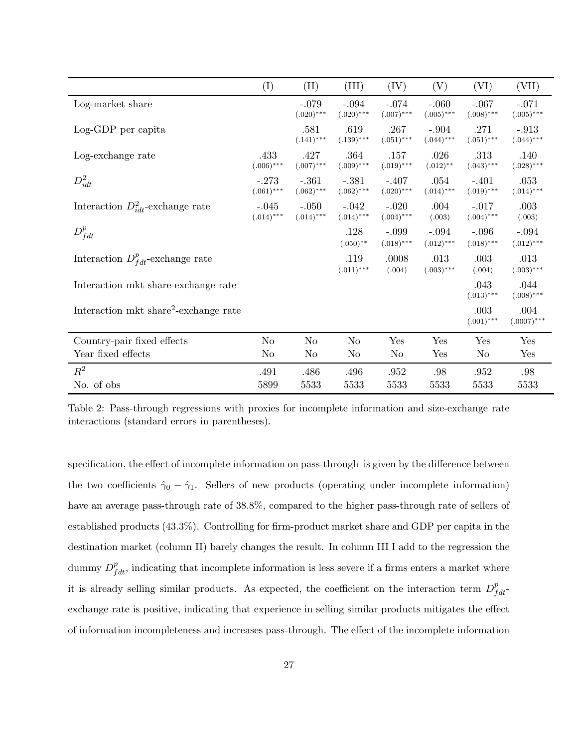| | (I) | (II) | (III) | (IV) | (V) | (VI) | (VII) |
|---|---|---|---|---|---|---|---|
| Log-market share | | -.079 $(.020)^{***}$ | -.094 $(.020)^{***}$ | -.074 $(.007)^{***}$ | -.060 $(.005)^{***}$ | -.067 $(.008)^{***}$ | -.071 $(.005)^{***}$ |
| Log-GDP per capita | | .581 $(.141)^{***}$ | .619 $(.139)^{***}$ | .267 $(.051)^{***}$ | -.904 $(.044)^{***}$ | .271 $(.051)^{***}$ | -.913 $(.044)^{***}$ |
| Log-exchange rate | .433 $(.006)^{***}$ | .427 $(.007)^{***}$ | .364 $(.009)^{***}$ | .157 $(.019)^{***}$ | .026 $(.012)^{**}$ | .313 $(.043)^{***}$ | .140 $(.028)^{***}$ |
| $D^2_{idt}$ | -.273 $(.061)^{***}$ | -.361 $(.062)^{***}$ | -.381 $(.062)^{***}$ | -.407 $(.020)^{***}$ | .054 $(.014)^{***}$ | -.401 $(.019)^{***}$ | .053 $(.014)^{***}$ |
| Interaction $D^2_{idt}$-exchange rate | -.045 $(.014)^{***}$ | -.050 $(.014)^{***}$ | -.042 $(.014)^{***}$ | -.020 $(.004)^{***}$ | .004 $(.003)$ | -.017 $(.004)^{***}$ | .003 $(.003)$ |
| $D^p_{fdt}$ | | | .128 $(.050)^{**}$ | -.099 $(.018)^{***}$ | -.094 $(.012)^{***}$ | -.096 $(.018)^{***}$ | -.094 $(.012)^{***}$ |
| Interaction $D^p_{fdt}$-exchange rate | | | .119 $(.011)^{***}$ | .0008 $(.004)$ | .013 $(.003)^{***}$ | .003 $(.004)$ | .013 $(.003)^{***}$ |
| Interaction mkt share-exchange rate | | | | | | .043 $(.013)^{***}$ | .044 $(.008)^{***}$ |
| Interaction mkt share$^2$-exchange rate | | | | | | .003 $(.001)^{***}$ | .004 $(.0007)^{***}$ |
| Country-pair fixed effects | No | No | No | Yes | Yes | Yes | Yes |
| Year fixed effects | No | No | No | No | Yes | No | Yes |
| $R^2$ | .491 | .486 | .496 | .952 | .98 | .952 | .98 |
| No. of obs | 5899 | 5533 | 5533 | 5533 | 5533 | 5533 | 5533 |

Table 2: Pass-through regressions with proxies for incomplete information and size-exchange rate interactions (standard errors in parentheses).

specification, the effect of incomplete information on pass-through is given by the difference between the two coefficients $\hat{\gamma}_0 - \hat{\gamma}_1$. Sellers of new products (operating under incomplete information) have an average pass-through rate of 38.8%, compared to the higher pass-through rate of sellers of established products (43.3%). Controlling for firm-product market share and GDP per capita in the destination market (column II) barely changes the result. In column III I add to the regression the dummy $D^p_{fdt}$, indicating that incomplete information is less severe if a firms enters a market where it is already selling similar products. As expected, the coefficient on the interaction term $D^p_{fdt}$-exchange rate is positive, indicating that experience in selling similar products mitigates the effect of information incompleteness and increases pass-through. The effect of the incomplete information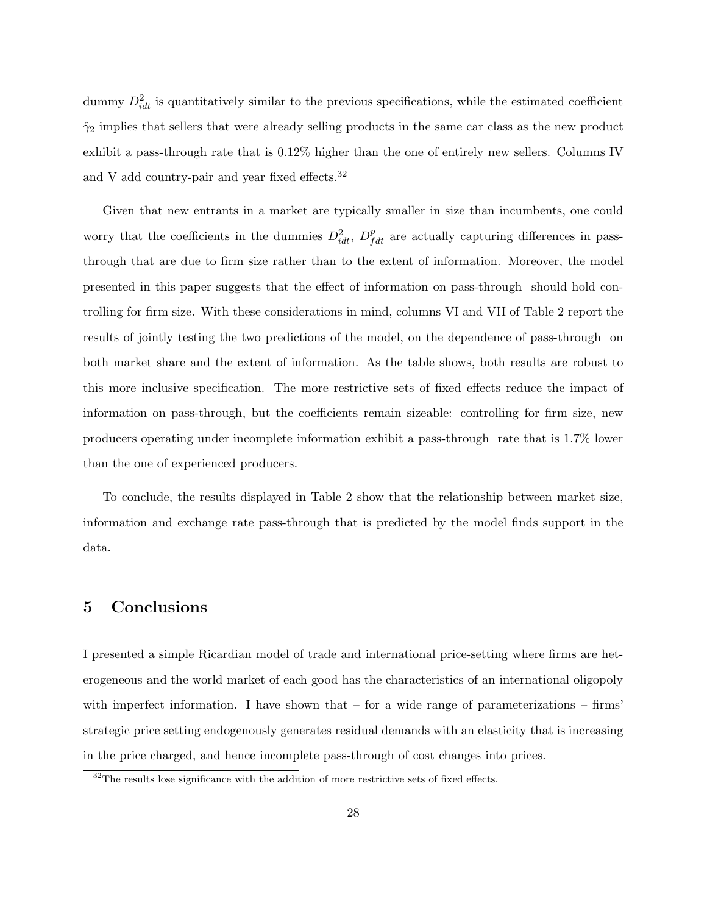dummy $D^2_{idt}$ is quantitatively similar to the previous specifications, while the estimated coefficient $\hat{\gamma}_2$ implies that sellers that were already selling products in the same car class as the new product exhibit a pass-through rate that is 0.12% higher than the one of entirely new sellers. Columns IV and V add country-pair and year fixed effects.[32]

Given that new entrants in a market are typically smaller in size than incumbents, one could worry that the coefficients in the dummies $D^2_{idt}$, $D^p_{fdt}$ are actually capturing differences in pass-through that are due to firm size rather than to the extent of information. Moreover, the model presented in this paper suggests that the effect of information on pass-through should hold controlling for firm size. With these considerations in mind, columns VI and VII of Table 2 report the results of jointly testing the two predictions of the model, on the dependence of pass-through on both market share and the extent of information. As the table shows, both results are robust to this more inclusive specification. The more restrictive sets of fixed effects reduce the impact of information on pass-through, but the coefficients remain sizeable: controlling for firm size, new producers operating under incomplete information exhibit a pass-through rate that is 1.7% lower than the one of experienced producers.

To conclude, the results displayed in Table 2 show that the relationship between market size, information and exchange rate pass-through that is predicted by the model finds support in the data.

## 5 Conclusions

I presented a simple Ricardian model of trade and international price-setting where firms are heterogeneous and the world market of each good has the characteristics of an international oligopoly with imperfect information. I have shown that – for a wide range of parameterizations – firms' strategic price setting endogenously generates residual demands with an elasticity that is increasing in the price charged, and hence incomplete pass-through of cost changes into prices.

[32] The results lose significance with the addition of more restrictive sets of fixed effects.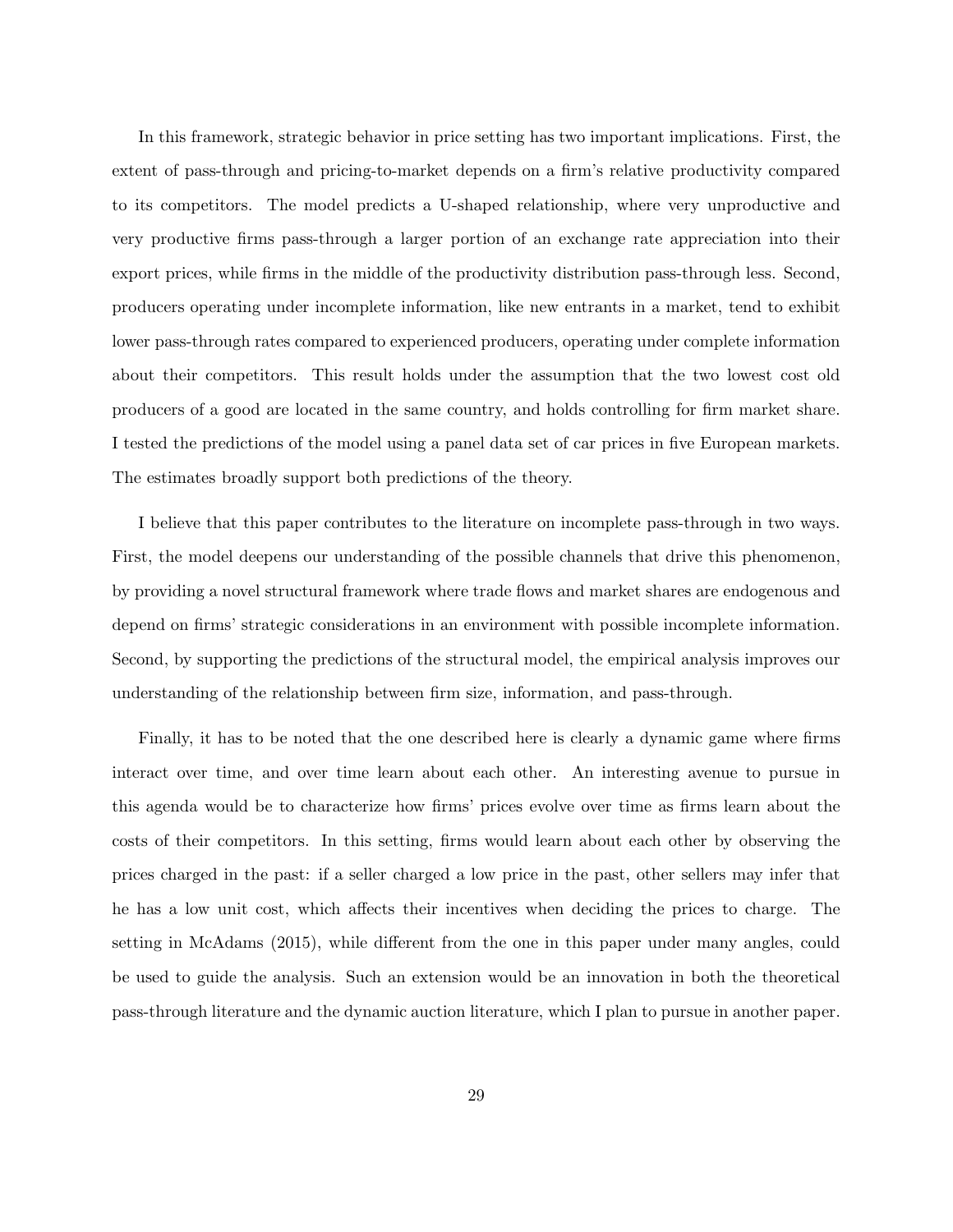In this framework, strategic behavior in price setting has two important implications. First, the extent of pass-through and pricing-to-market depends on a firm's relative productivity compared to its competitors. The model predicts a U-shaped relationship, where very unproductive and very productive firms pass-through a larger portion of an exchange rate appreciation into their export prices, while firms in the middle of the productivity distribution pass-through less. Second, producers operating under incomplete information, like new entrants in a market, tend to exhibit lower pass-through rates compared to experienced producers, operating under complete information about their competitors. This result holds under the assumption that the two lowest cost old producers of a good are located in the same country, and holds controlling for firm market share. I tested the predictions of the model using a panel data set of car prices in five European markets. The estimates broadly support both predictions of the theory.

I believe that this paper contributes to the literature on incomplete pass-through in two ways. First, the model deepens our understanding of the possible channels that drive this phenomenon, by providing a novel structural framework where trade flows and market shares are endogenous and depend on firms' strategic considerations in an environment with possible incomplete information. Second, by supporting the predictions of the structural model, the empirical analysis improves our understanding of the relationship between firm size, information, and pass-through.

Finally, it has to be noted that the one described here is clearly a dynamic game where firms interact over time, and over time learn about each other. An interesting avenue to pursue in this agenda would be to characterize how firms' prices evolve over time as firms learn about the costs of their competitors. In this setting, firms would learn about each other by observing the prices charged in the past: if a seller charged a low price in the past, other sellers may infer that he has a low unit cost, which affects their incentives when deciding the prices to charge. The setting in McAdams (2015), while different from the one in this paper under many angles, could be used to guide the analysis. Such an extension would be an innovation in both the theoretical pass-through literature and the dynamic auction literature, which I plan to pursue in another paper.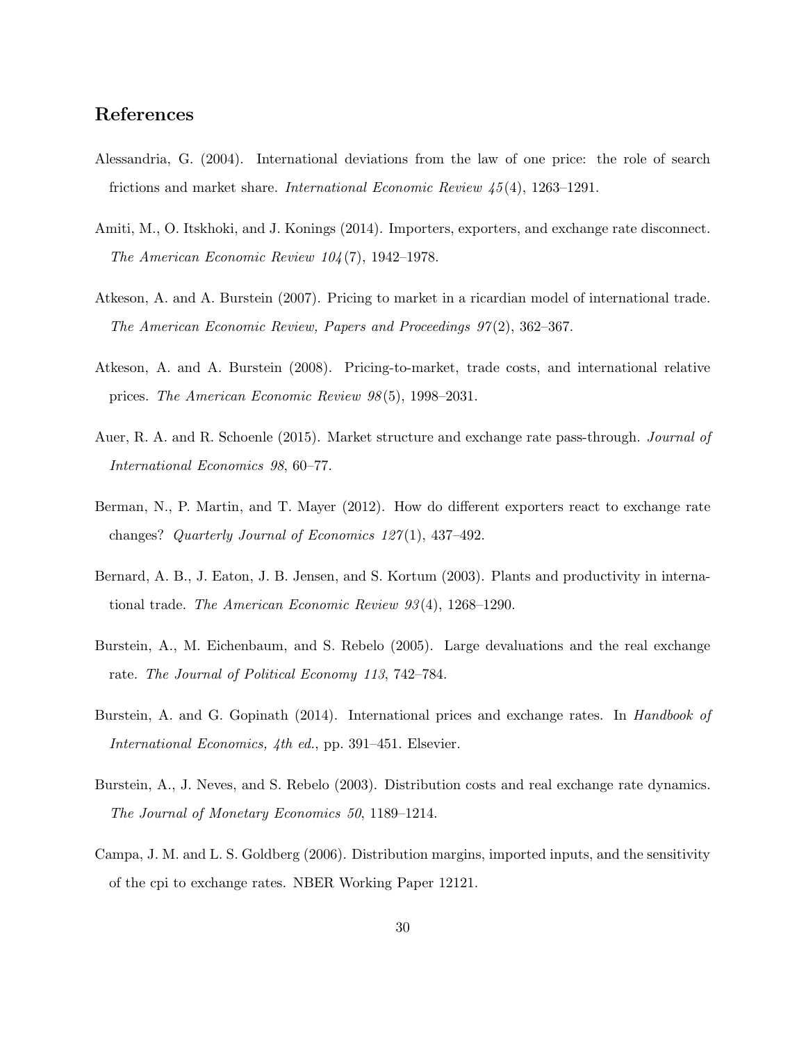## References

Alessandria, G. (2004). International deviations from the law of one price: the role of search frictions and market share. *International Economic Review 45*(4), 1263–1291.

Amiti, M., O. Itskhoki, and J. Konings (2014). Importers, exporters, and exchange rate disconnect. *The American Economic Review 104*(7), 1942–1978.

Atkeson, A. and A. Burstein (2007). Pricing to market in a ricardian model of international trade. *The American Economic Review, Papers and Proceedings 97*(2), 362–367.

Atkeson, A. and A. Burstein (2008). Pricing-to-market, trade costs, and international relative prices. *The American Economic Review 98*(5), 1998–2031.

Auer, R. A. and R. Schoenle (2015). Market structure and exchange rate pass-through. *Journal of International Economics 98*, 60–77.

Berman, N., P. Martin, and T. Mayer (2012). How do different exporters react to exchange rate changes? *Quarterly Journal of Economics 127*(1), 437–492.

Bernard, A. B., J. Eaton, J. B. Jensen, and S. Kortum (2003). Plants and productivity in international trade. *The American Economic Review 93*(4), 1268–1290.

Burstein, A., M. Eichenbaum, and S. Rebelo (2005). Large devaluations and the real exchange rate. *The Journal of Political Economy 113*, 742–784.

Burstein, A. and G. Gopinath (2014). International prices and exchange rates. In *Handbook of International Economics, 4th ed.*, pp. 391–451. Elsevier.

Burstein, A., J. Neves, and S. Rebelo (2003). Distribution costs and real exchange rate dynamics. *The Journal of Monetary Economics 50*, 1189–1214.

Campa, J. M. and L. S. Goldberg (2006). Distribution margins, imported inputs, and the sensitivity of the cpi to exchange rates. NBER Working Paper 12121.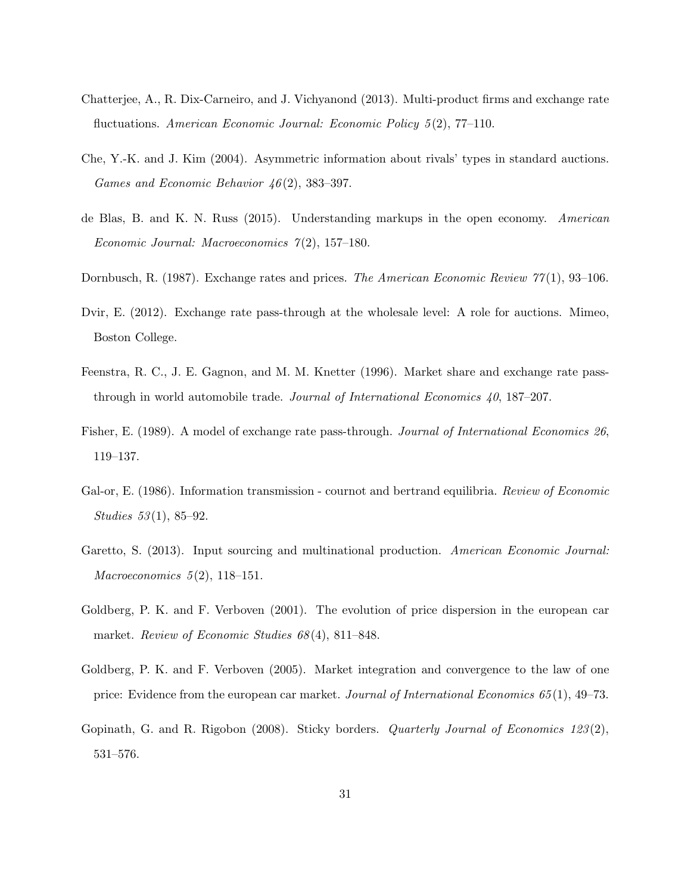Chatterjee, A., R. Dix-Carneiro, and J. Vichyanond (2013). Multi-product firms and exchange rate fluctuations. *American Economic Journal: Economic Policy 5*(2), 77–110.

Che, Y.-K. and J. Kim (2004). Asymmetric information about rivals' types in standard auctions. *Games and Economic Behavior 46*(2), 383–397.

de Blas, B. and K. N. Russ (2015). Understanding markups in the open economy. *American Economic Journal: Macroeconomics 7*(2), 157–180.

Dornbusch, R. (1987). Exchange rates and prices. *The American Economic Review 77*(1), 93–106.

Dvir, E. (2012). Exchange rate pass-through at the wholesale level: A role for auctions. Mimeo, Boston College.

Feenstra, R. C., J. E. Gagnon, and M. M. Knetter (1996). Market share and exchange rate pass-through in world automobile trade. *Journal of International Economics 40*, 187–207.

Fisher, E. (1989). A model of exchange rate pass-through. *Journal of International Economics 26*, 119–137.

Gal-or, E. (1986). Information transmission - cournot and bertrand equilibria. *Review of Economic Studies 53*(1), 85–92.

Garetto, S. (2013). Input sourcing and multinational production. *American Economic Journal: Macroeconomics 5*(2), 118–151.

Goldberg, P. K. and F. Verboven (2001). The evolution of price dispersion in the european car market. *Review of Economic Studies 68*(4), 811–848.

Goldberg, P. K. and F. Verboven (2005). Market integration and convergence to the law of one price: Evidence from the european car market. *Journal of International Economics 65*(1), 49–73.

Gopinath, G. and R. Rigobon (2008). Sticky borders. *Quarterly Journal of Economics 123*(2), 531–576.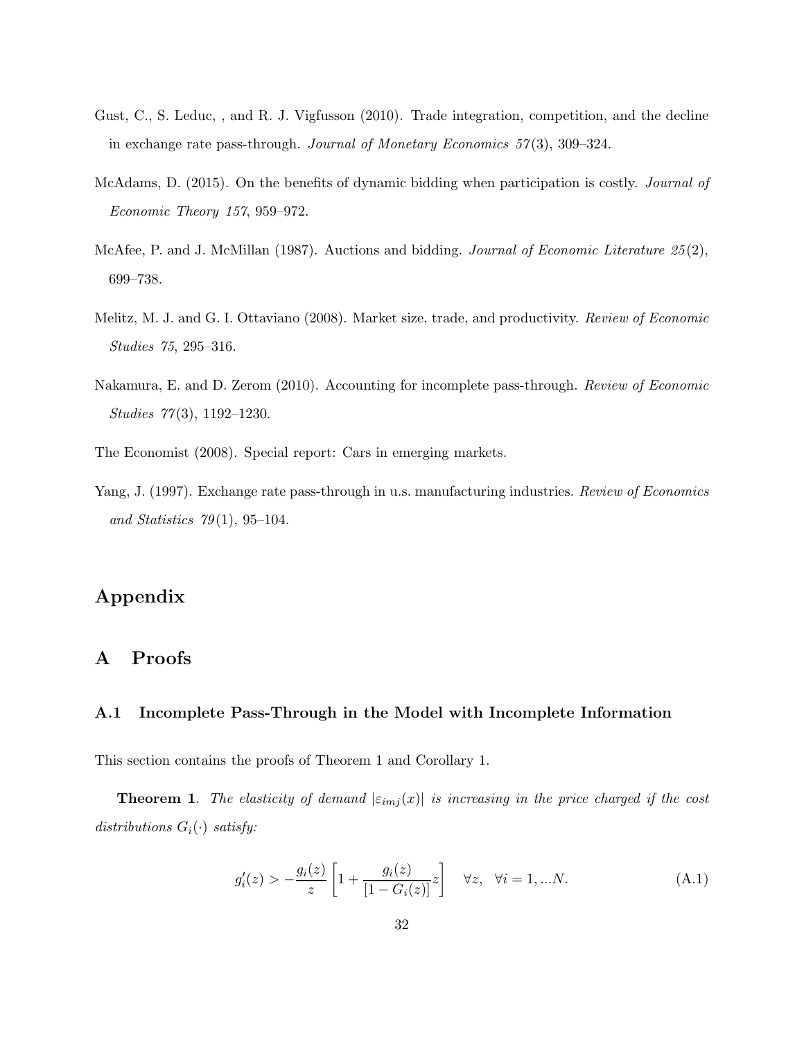Gust, C., S. Leduc, , and R. J. Vigfusson (2010). Trade integration, competition, and the decline in exchange rate pass-through. *Journal of Monetary Economics 57*(3), 309–324.

McAdams, D. (2015). On the benefits of dynamic bidding when participation is costly. *Journal of Economic Theory 157*, 959–972.

McAfee, P. and J. McMillan (1987). Auctions and bidding. *Journal of Economic Literature 25*(2), 699–738.

Melitz, M. J. and G. I. Ottaviano (2008). Market size, trade, and productivity. *Review of Economic Studies 75*, 295–316.

Nakamura, E. and D. Zerom (2010). Accounting for incomplete pass-through. *Review of Economic Studies 77*(3), 1192–1230.

The Economist (2008). Special report: Cars in emerging markets.

Yang, J. (1997). Exchange rate pass-through in u.s. manufacturing industries. *Review of Economics and Statistics 79*(1), 95–104.

# Appendix

## A Proofs

### A.1 Incomplete Pass-Through in the Model with Incomplete Information

This section contains the proofs of Theorem 1 and Corollary 1.

**Theorem 1**. *The elasticity of demand* $|\varepsilon_{imj}(x)|$ *is increasing in the price charged if the cost distributions* $G_i(\cdot)$ *satisfy:*

$$g_i'(z) > -\frac{g_i(z)}{z}\left[1 + \frac{g_i(z)}{[1 - G_i(z)]}z\right] \quad \forall z, \quad \forall i = 1, ...N. \tag{A.1}$$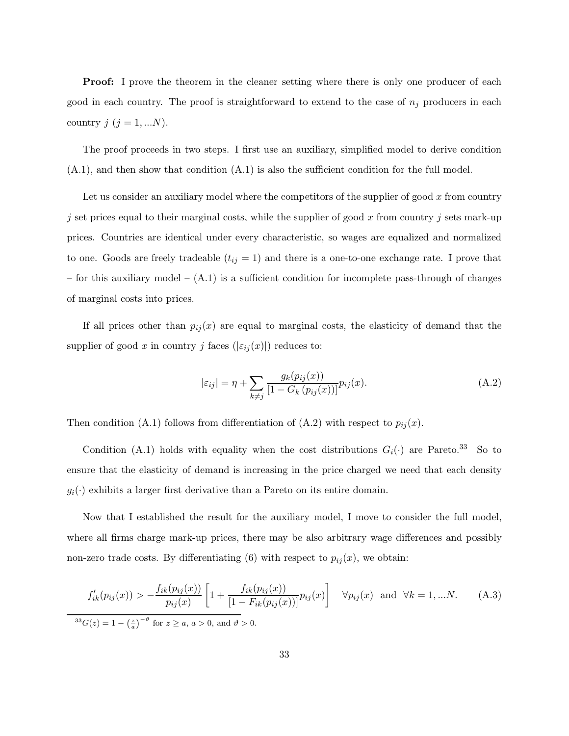**Proof:** I prove the theorem in the cleaner setting where there is only one producer of each good in each country. The proof is straightforward to extend to the case of $n_j$ producers in each country $j$ $(j = 1, ...N)$.

The proof proceeds in two steps. I first use an auxiliary, simplified model to derive condition (A.1), and then show that condition (A.1) is also the sufficient condition for the full model.

Let us consider an auxiliary model where the competitors of the supplier of good $x$ from country $j$ set prices equal to their marginal costs, while the supplier of good $x$ from country $j$ sets mark-up prices. Countries are identical under every characteristic, so wages are equalized and normalized to one. Goods are freely tradeable $(t_{ij} = 1)$ and there is a one-to-one exchange rate. I prove that – for this auxiliary model – (A.1) is a sufficient condition for incomplete pass-through of changes of marginal costs into prices.

If all prices other than $p_{ij}(x)$ are equal to marginal costs, the elasticity of demand that the supplier of good $x$ in country $j$ faces $(|\varepsilon_{ij}(x)|)$ reduces to:

$$|\varepsilon_{ij}| = \eta + \sum_{k \neq j} \frac{g_k(p_{ij}(x))}{[1 - G_k(p_{ij}(x))]} p_{ij}(x). \tag{A.2}$$

Then condition (A.1) follows from differentiation of (A.2) with respect to $p_{ij}(x)$.

Condition (A.1) holds with equality when the cost distributions $G_i(\cdot)$ are Pareto.[33] So to ensure that the elasticity of demand is increasing in the price charged we need that each density $g_i(\cdot)$ exhibits a larger first derivative than a Pareto on its entire domain.

Now that I established the result for the auxiliary model, I move to consider the full model, where all firms charge mark-up prices, there may be also arbitrary wage differences and possibly non-zero trade costs. By differentiating (6) with respect to $p_{ij}(x)$, we obtain:

$$f'_{ik}(p_{ij}(x)) > -\frac{f_{ik}(p_{ij}(x))}{p_{ij}(x)} \left[1 + \frac{f_{ik}(p_{ij}(x))}{[1 - F_{ik}(p_{ij}(x))]} p_{ij}(x)\right] \quad \forall p_{ij}(x) \text{ and } \forall k = 1, ...N. \tag{A.3}$$

[33] $G(z) = 1 - \left(\frac{z}{a}\right)^{-\vartheta}$ for $z \geq a$, $a > 0$, and $\vartheta > 0$.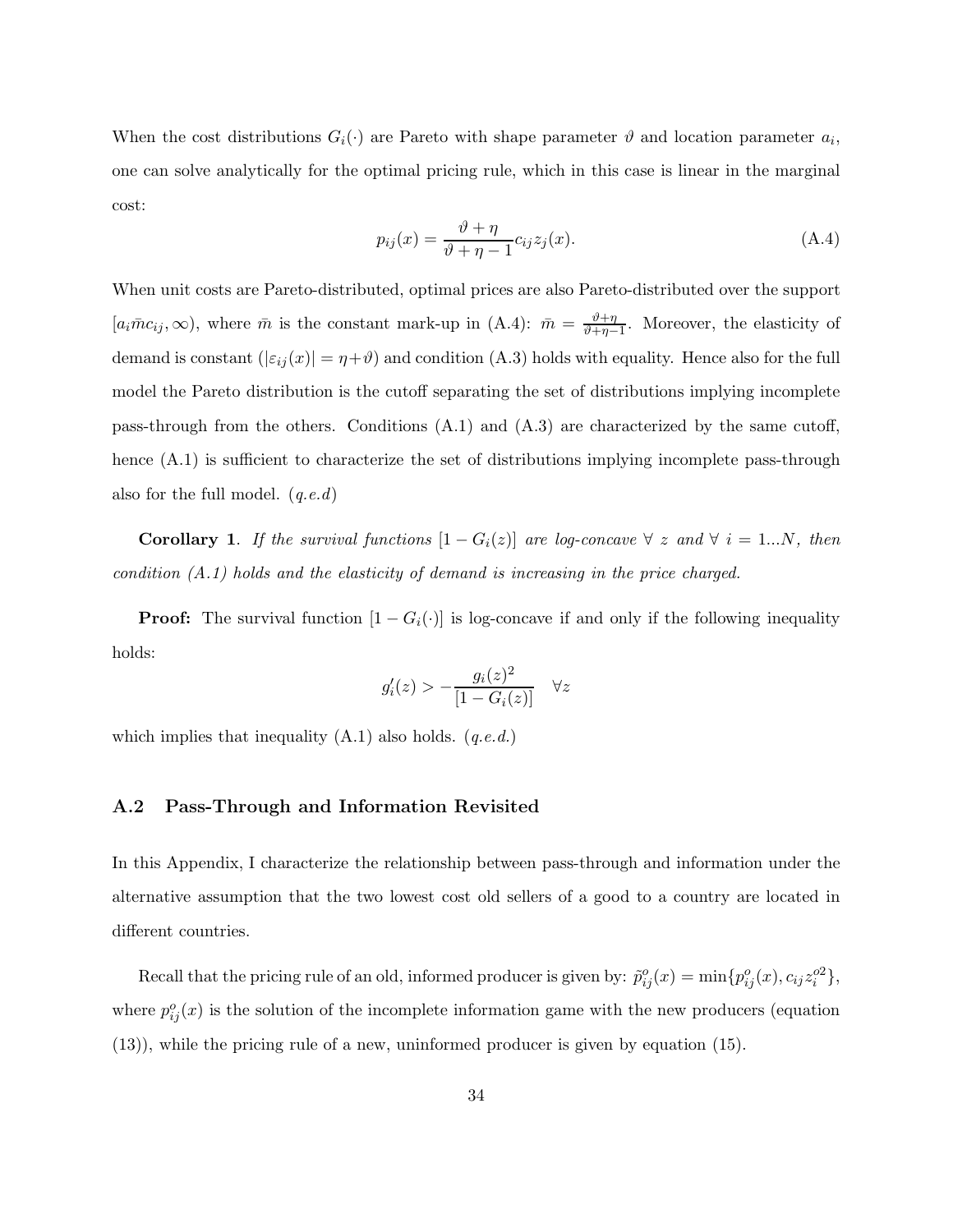When the cost distributions $G_i(\cdot)$ are Pareto with shape parameter $\vartheta$ and location parameter $a_i$, one can solve analytically for the optimal pricing rule, which in this case is linear in the marginal cost:

$$p_{ij}(x) = \frac{\vartheta + \eta}{\vartheta + \eta - 1} c_{ij} z_j(x). \tag{A.4}$$

When unit costs are Pareto-distributed, optimal prices are also Pareto-distributed over the support $[a_i \bar{m} c_{ij}, \infty)$, where $\bar{m}$ is the constant mark-up in (A.4): $\bar{m} = \frac{\vartheta+\eta}{\vartheta+\eta-1}$. Moreover, the elasticity of demand is constant ($|\varepsilon_{ij}(x)| = \eta + \vartheta$) and condition (A.3) holds with equality. Hence also for the full model the Pareto distribution is the cutoff separating the set of distributions implying incomplete pass-through from the others. Conditions (A.1) and (A.3) are characterized by the same cutoff, hence (A.1) is sufficient to characterize the set of distributions implying incomplete pass-through also for the full model. (*q.e.d*)

**Corollary 1**. *If the survival functions $[1 - G_i(z)]$ are log-concave $\forall\ z$ and $\forall\ i = 1...N$, then condition (A.1) holds and the elasticity of demand is increasing in the price charged.*

**Proof:** The survival function $[1 - G_i(\cdot)]$ is log-concave if and only if the following inequality holds:

$$g_i'(z) > -\frac{g_i(z)^2}{[1 - G_i(z)]} \quad \forall z$$

which implies that inequality (A.1) also holds. (*q.e.d.*)

## A.2 Pass-Through and Information Revisited

In this Appendix, I characterize the relationship between pass-through and information under the alternative assumption that the two lowest cost old sellers of a good to a country are located in different countries.

Recall that the pricing rule of an old, informed producer is given by: $\tilde{p}^o_{ij}(x) = \min\{p^o_{ij}(x), c_{ij} z_i^{o2}\}$, where $p^o_{ij}(x)$ is the solution of the incomplete information game with the new producers (equation (13)), while the pricing rule of a new, uninformed producer is given by equation (15).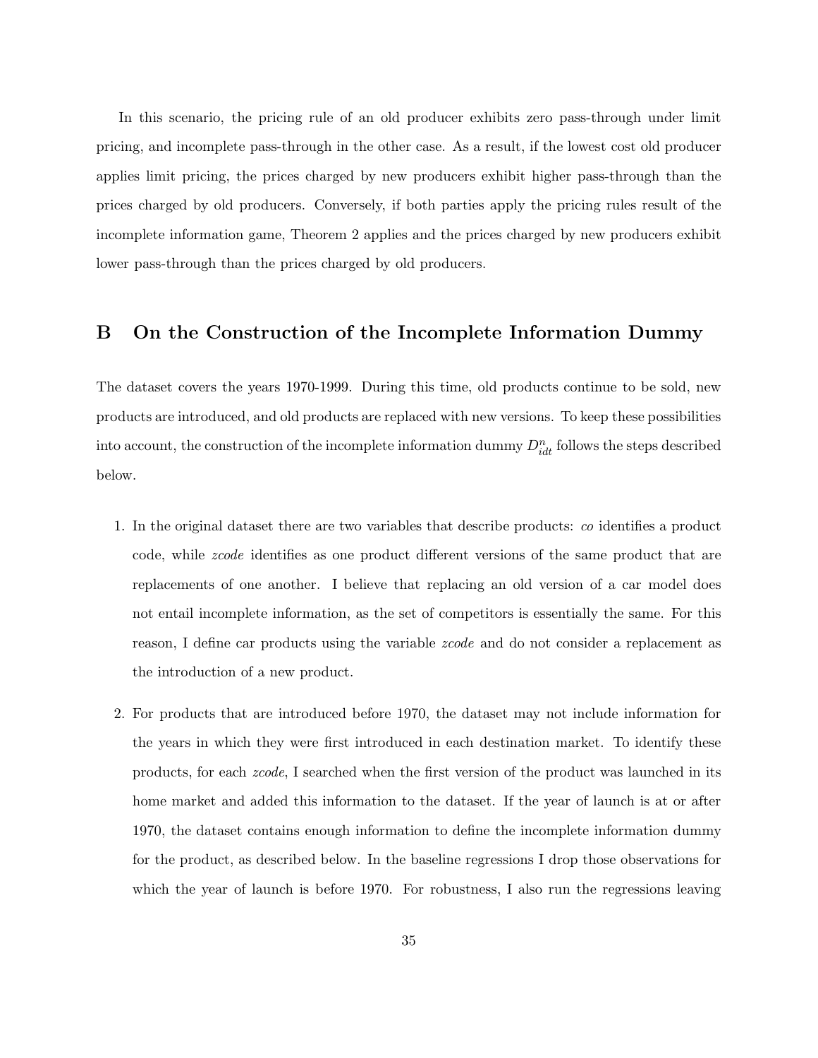In this scenario, the pricing rule of an old producer exhibits zero pass-through under limit pricing, and incomplete pass-through in the other case. As a result, if the lowest cost old producer applies limit pricing, the prices charged by new producers exhibit higher pass-through than the prices charged by old producers. Conversely, if both parties apply the pricing rules result of the incomplete information game, Theorem 2 applies and the prices charged by new producers exhibit lower pass-through than the prices charged by old producers.

# B On the Construction of the Incomplete Information Dummy

The dataset covers the years 1970-1999. During this time, old products continue to be sold, new products are introduced, and old products are replaced with new versions. To keep these possibilities into account, the construction of the incomplete information dummy $D^n_{idt}$ follows the steps described below.

1. In the original dataset there are two variables that describe products: *co* identifies a product code, while *zcode* identifies as one product different versions of the same product that are replacements of one another. I believe that replacing an old version of a car model does not entail incomplete information, as the set of competitors is essentially the same. For this reason, I define car products using the variable *zcode* and do not consider a replacement as the introduction of a new product.

2. For products that are introduced before 1970, the dataset may not include information for the years in which they were first introduced in each destination market. To identify these products, for each *zcode*, I searched when the first version of the product was launched in its home market and added this information to the dataset. If the year of launch is at or after 1970, the dataset contains enough information to define the incomplete information dummy for the product, as described below. In the baseline regressions I drop those observations for which the year of launch is before 1970. For robustness, I also run the regressions leaving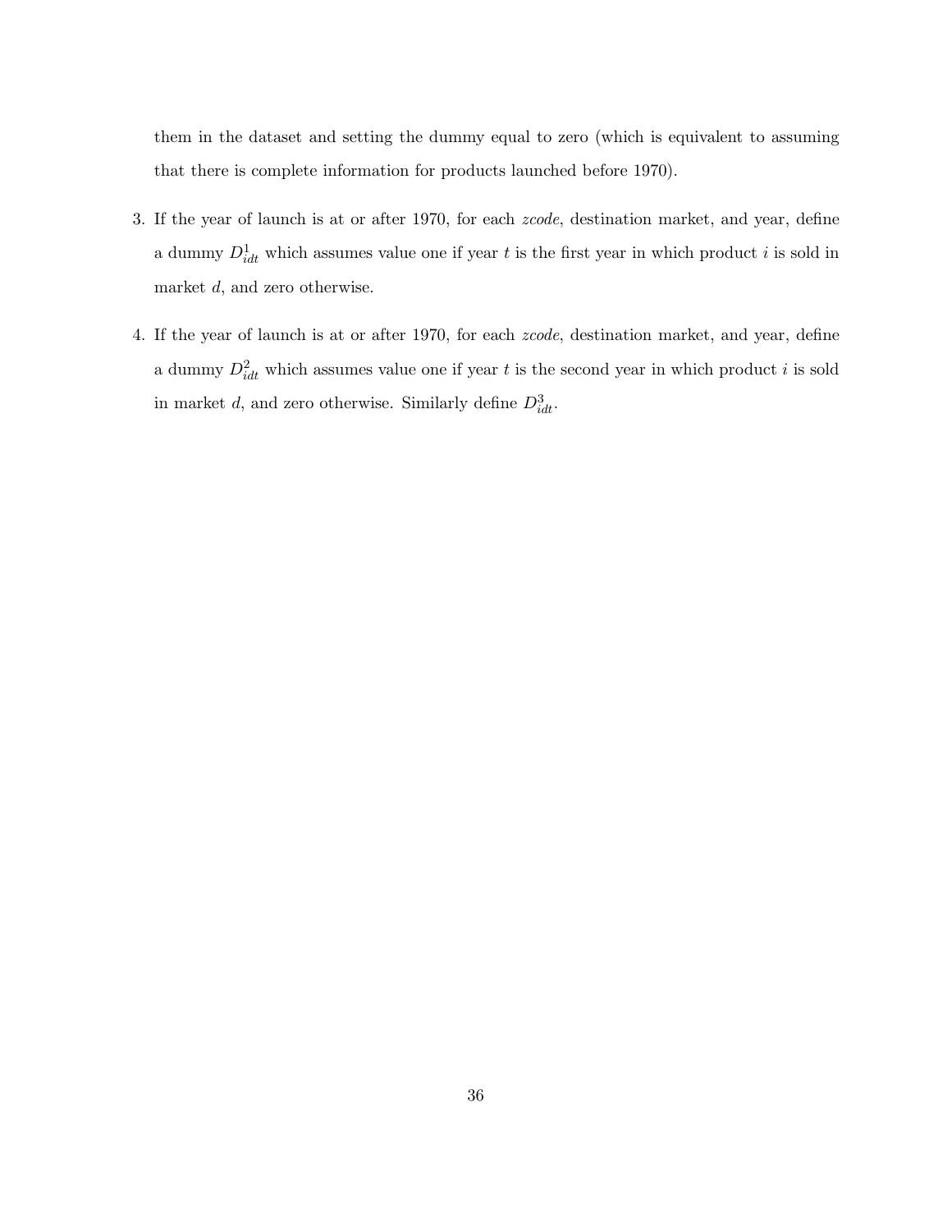them in the dataset and setting the dummy equal to zero (which is equivalent to assuming that there is complete information for products launched before 1970).

3. If the year of launch is at or after 1970, for each *zcode*, destination market, and year, define a dummy $D^1_{idt}$ which assumes value one if year $t$ is the first year in which product $i$ is sold in market $d$, and zero otherwise.

4. If the year of launch is at or after 1970, for each *zcode*, destination market, and year, define a dummy $D^2_{idt}$ which assumes value one if year $t$ is the second year in which product $i$ is sold in market $d$, and zero otherwise. Similarly define $D^3_{idt}$.